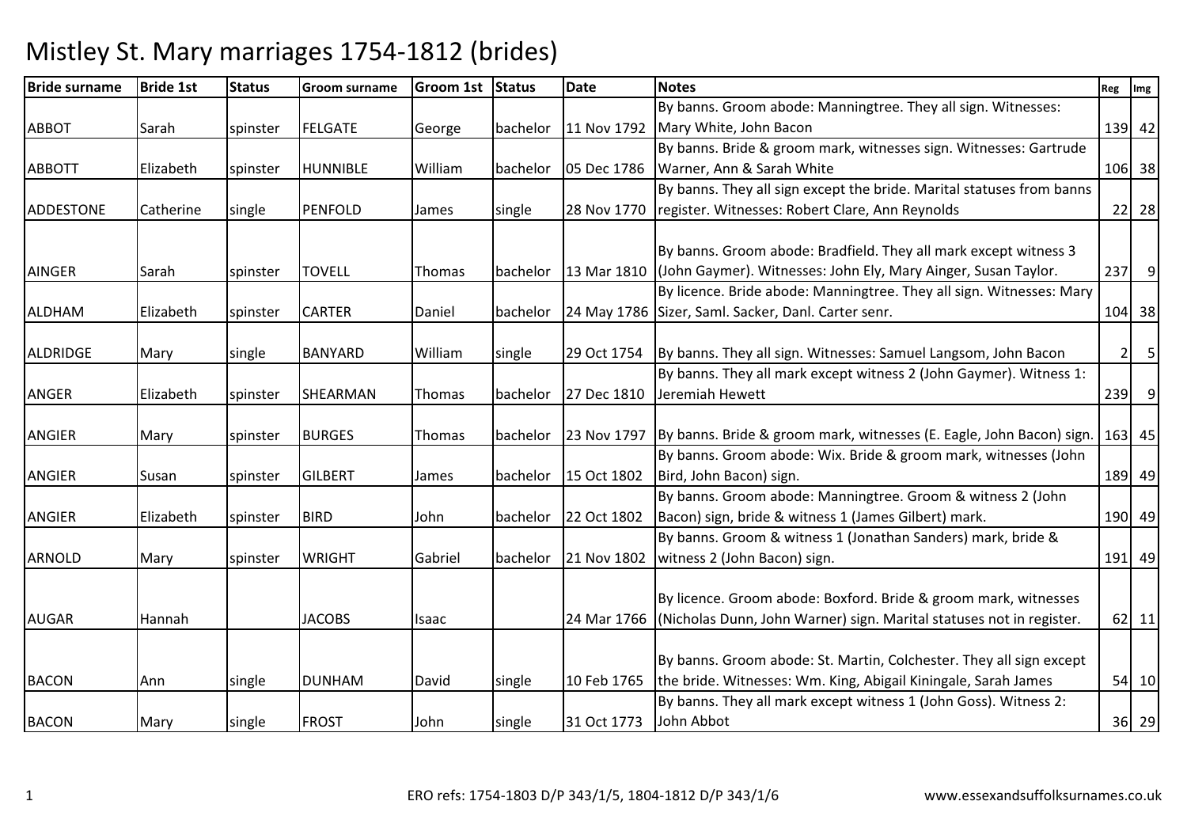# Mistley St. Mary marriages 1754-1812 (brides)

| Bride surname | Bride 1st | Status | Groom surname | Groom 1st | Status | Date | Notes | Reg | Img |
|---|---|---|---|---|---|---|---|---|---|
| ABBOT | Sarah | spinster | FELGATE | George | bachelor | 11 Nov 1792 | By banns. Groom abode: Manningtree. They all sign. Witnesses: Mary White, John Bacon | 139 | 42 |
| ABBOTT | Elizabeth | spinster | HUNNIBLE | William | bachelor | 05 Dec 1786 | By banns. Bride & groom mark, witnesses sign. Witnesses: Gartrude Warner, Ann & Sarah White | 106 | 38 |
| ADDESTONE | Catherine | single | PENFOLD | James | single | 28 Nov 1770 | By banns. They all sign except the bride. Marital statuses from banns register. Witnesses: Robert Clare, Ann Reynolds | 22 | 28 |
| AINGER | Sarah | spinster | TOVELL | Thomas | bachelor | 13 Mar 1810 | By banns. Groom abode: Bradfield. They all mark except witness 3 (John Gaymer). Witnesses: John Ely, Mary Ainger, Susan Taylor. | 237 | 9 |
| ALDHAM | Elizabeth | spinster | CARTER | Daniel | bachelor | 24 May 1786 | By licence. Bride abode: Manningtree. They all sign. Witnesses: Mary Sizer, Saml. Sacker, Danl. Carter senr. | 104 | 38 |
| ALDRIDGE | Mary | single | BANYARD | William | single | 29 Oct 1754 | By banns. They all sign. Witnesses: Samuel Langsom, John Bacon | 2 | 5 |
| ANGER | Elizabeth | spinster | SHEARMAN | Thomas | bachelor | 27 Dec 1810 | By banns. They all mark except witness 2 (John Gaymer). Witness 1: Jeremiah Hewett | 239 | 9 |
| ANGIER | Mary | spinster | BURGES | Thomas | bachelor | 23 Nov 1797 | By banns. Bride & groom mark, witnesses (E. Eagle, John Bacon) sign. | 163 | 45 |
| ANGIER | Susan | spinster | GILBERT | James | bachelor | 15 Oct 1802 | By banns. Groom abode: Wix. Bride & groom mark, witnesses (John Bird, John Bacon) sign. | 189 | 49 |
| ANGIER | Elizabeth | spinster | BIRD | John | bachelor | 22 Oct 1802 | By banns. Groom abode: Manningtree. Groom & witness 2 (John Bacon) sign, bride & witness 1 (James Gilbert) mark. | 190 | 49 |
| ARNOLD | Mary | spinster | WRIGHT | Gabriel | bachelor | 21 Nov 1802 | By banns. Groom & witness 1 (Jonathan Sanders) mark, bride & witness 2 (John Bacon) sign. | 191 | 49 |
| AUGAR | Hannah | | JACOBS | Isaac | | 24 Mar 1766 | By licence. Groom abode: Boxford. Bride & groom mark, witnesses (Nicholas Dunn, John Warner) sign. Marital statuses not in register. | 62 | 11 |
| BACON | Ann | single | DUNHAM | David | single | 10 Feb 1765 | By banns. Groom abode: St. Martin, Colchester. They all sign except the bride. Witnesses: Wm. King, Abigail Kiningale, Sarah James | 54 | 10 |
| BACON | Mary | single | FROST | John | single | 31 Oct 1773 | By banns. They all mark except witness 1 (John Goss). Witness 2: John Abbot | 36 | 29 |

ERO refs: 1754-1803 D/P 343/1/5, 1804-1812 D/P 343/1/6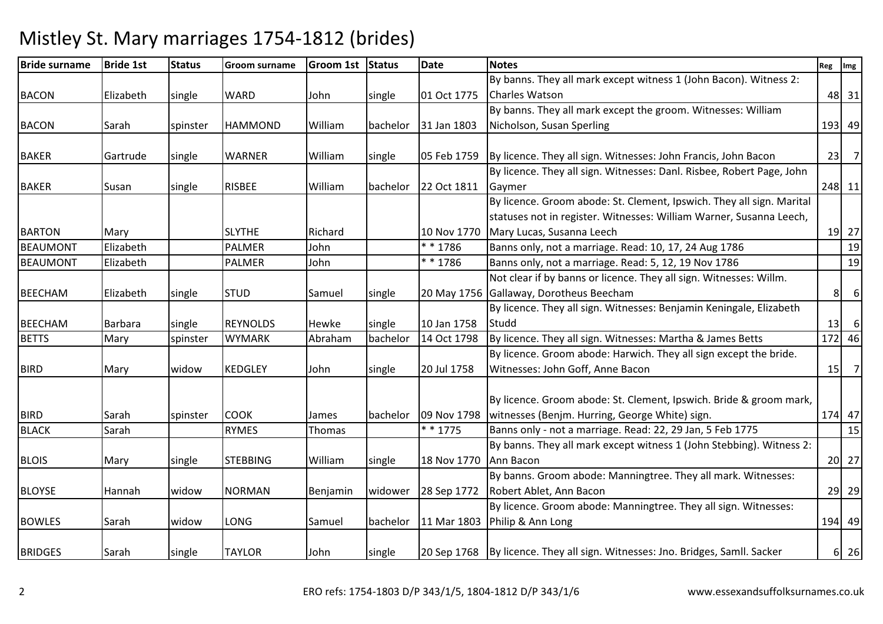# Mistley St. Mary marriages 1754-1812 (brides)

| Bride surname | Bride 1st | Status | Groom surname | Groom 1st | Status | Date | Notes | Reg | Img |
|---|---|---|---|---|---|---|---|---|---|
| BACON | Elizabeth | single | WARD | John | single | 01 Oct 1775 | By banns. They all mark except witness 1 (John Bacon). Witness 2: Charles Watson | 48 | 31 |
| BACON | Sarah | spinster | HAMMOND | William | bachelor | 31 Jan 1803 | By banns. They all mark except the groom. Witnesses: William Nicholson, Susan Sperling | 193 | 49 |
| BAKER | Gartrude | single | WARNER | William | single | 05 Feb 1759 | By licence. They all sign. Witnesses: John Francis, John Bacon | 23 | 7 |
| BAKER | Susan | single | RISBEE | William | bachelor | 22 Oct 1811 | By licence. They all sign. Witnesses: Danl. Risbee, Robert Page, John Gaymer | 248 | 11 |
| BARTON | Mary | | SLYTHE | Richard | | 10 Nov 1770 | By licence. Groom abode: St. Clement, Ipswich. They all sign. Marital statuses not in register. Witnesses: William Warner, Susanna Leech, Mary Lucas, Susanna Leech | 19 | 27 |
| BEAUMONT | Elizabeth | | PALMER | John | | * * 1786 | Banns only, not a marriage. Read: 10, 17, 24 Aug 1786 | | 19 |
| BEAUMONT | Elizabeth | | PALMER | John | | * * 1786 | Banns only, not a marriage. Read: 5, 12, 19 Nov 1786 | | 19 |
| BEECHAM | Elizabeth | single | STUD | Samuel | single | 20 May 1756 | Not clear if by banns or licence. They all sign. Witnesses: Willm. Gallaway, Dorotheus Beecham | 8 | 6 |
| BEECHAM | Barbara | single | REYNOLDS | Hewke | single | 10 Jan 1758 | By licence. They all sign. Witnesses: Benjamin Keningale, Elizabeth Studd | 13 | 6 |
| BETTS | Mary | spinster | WYMARK | Abraham | bachelor | 14 Oct 1798 | By licence. They all sign. Witnesses: Martha & James Betts | 172 | 46 |
| BIRD | Mary | widow | KEDGLEY | John | single | 20 Jul 1758 | By licence. Groom abode: Harwich. They all sign except the bride. Witnesses: John Goff, Anne Bacon | 15 | 7 |
| BIRD | Sarah | spinster | COOK | James | bachelor | 09 Nov 1798 | By licence. Groom abode: St. Clement, Ipswich. Bride & groom mark, witnesses (Benjm. Hurring, George White) sign. | 174 | 47 |
| BLACK | Sarah | | RYMES | Thomas | | * * 1775 | Banns only - not a marriage. Read: 22, 29 Jan, 5 Feb 1775 | | 15 |
| BLOIS | Mary | single | STEBBING | William | single | 18 Nov 1770 | By banns. They all mark except witness 1 (John Stebbing). Witness 2: Ann Bacon | 20 | 27 |
| BLOYSE | Hannah | widow | NORMAN | Benjamin | widower | 28 Sep 1772 | By banns. Groom abode: Manningtree. They all mark. Witnesses: Robert Ablet, Ann Bacon | 29 | 29 |
| BOWLES | Sarah | widow | LONG | Samuel | bachelor | 11 Mar 1803 | By licence. Groom abode: Manningtree. They all sign. Witnesses: Philip & Ann Long | 194 | 49 |
| BRIDGES | Sarah | single | TAYLOR | John | single | 20 Sep 1768 | By licence. They all sign. Witnesses: Jno. Bridges, Samll. Sacker | 6 | 26 |

ERO refs: 1754-1803 D/P 343/1/5, 1804-1812 D/P 343/1/6 www.essexandsuffolksurnames.co.uk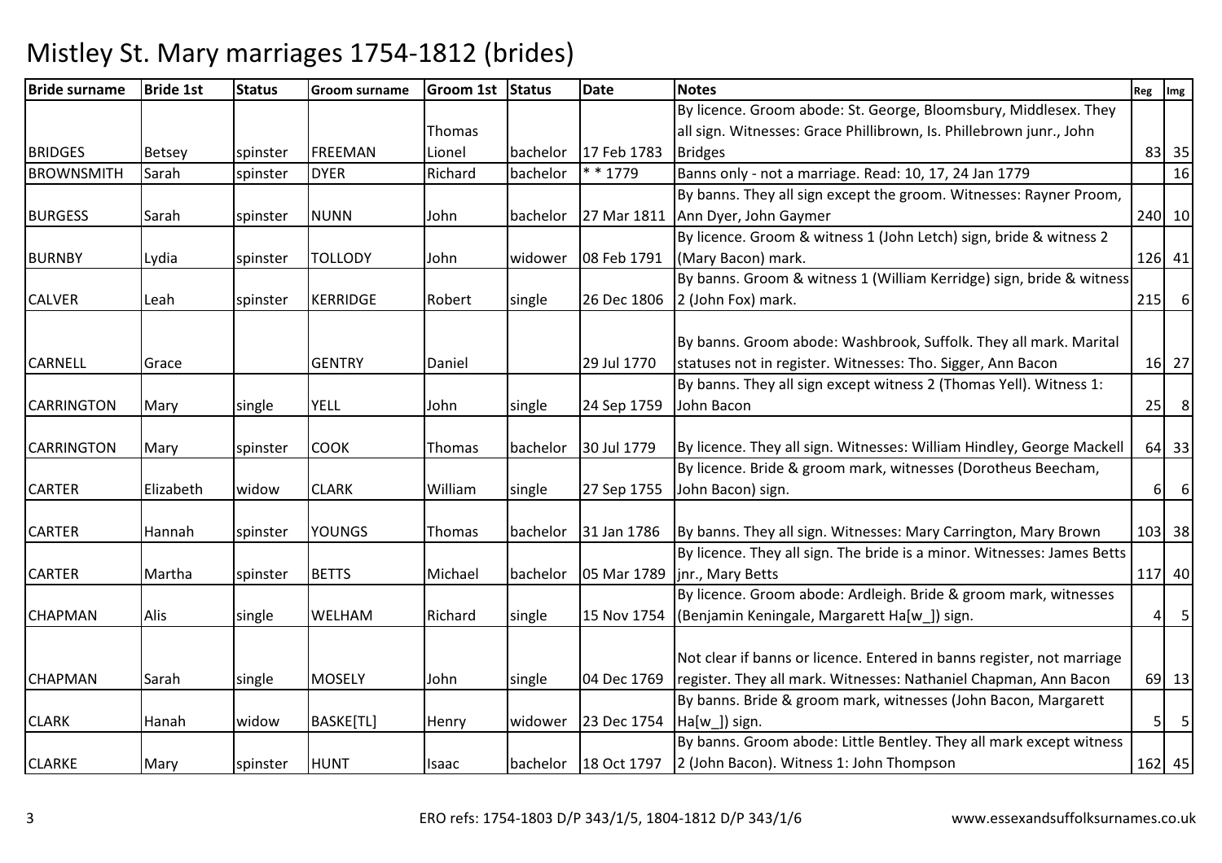# Mistley St. Mary marriages 1754-1812 (brides)

| Bride surname | Bride 1st | Status | Groom surname | Groom 1st | Status | Date | Notes | Reg | Img |
|---|---|---|---|---|---|---|---|---|---|
| BRIDGES | Betsey | spinster | FREEMAN | Thomas Lionel | bachelor | 17 Feb 1783 | By licence. Groom abode: St. George, Bloomsbury, Middlesex. They all sign. Witnesses: Grace Phillibrown, Is. Phillebrown junr., John Bridges | 83 | 35 |
| BROWNSMITH | Sarah | spinster | DYER | Richard | bachelor | * * 1779 | Banns only - not a marriage. Read: 10, 17, 24 Jan 1779 | | 16 |
| BURGESS | Sarah | spinster | NUNN | John | bachelor | 27 Mar 1811 | By banns. They all sign except the groom. Witnesses: Rayner Proom, Ann Dyer, John Gaymer | 240 | 10 |
| BURNBY | Lydia | spinster | TOLLODY | John | widower | 08 Feb 1791 | By licence. Groom & witness 1 (John Letch) sign, bride & witness 2 (Mary Bacon) mark. | 126 | 41 |
| CALVER | Leah | spinster | KERRIDGE | Robert | single | 26 Dec 1806 | By banns. Groom & witness 1 (William Kerridge) sign, bride & witness 2 (John Fox) mark. | 215 | 6 |
| CARNELL | Grace | | GENTRY | Daniel | | 29 Jul 1770 | By banns. Groom abode: Washbrook, Suffolk. They all mark. Marital statuses not in register. Witnesses: Tho. Sigger, Ann Bacon | 16 | 27 |
| CARRINGTON | Mary | single | YELL | John | single | 24 Sep 1759 | By banns. They all sign except witness 2 (Thomas Yell). Witness 1: John Bacon | 25 | 8 |
| CARRINGTON | Mary | spinster | COOK | Thomas | bachelor | 30 Jul 1779 | By licence. They all sign. Witnesses: William Hindley, George Mackell | 64 | 33 |
| CARTER | Elizabeth | widow | CLARK | William | single | 27 Sep 1755 | By licence. Bride & groom mark, witnesses (Dorotheus Beecham, John Bacon) sign. | 6 | 6 |
| CARTER | Hannah | spinster | YOUNGS | Thomas | bachelor | 31 Jan 1786 | By banns. They all sign. Witnesses: Mary Carrington, Mary Brown | 103 | 38 |
| CARTER | Martha | spinster | BETTS | Michael | bachelor | 05 Mar 1789 | By licence. They all sign. The bride is a minor. Witnesses: James Betts jnr., Mary Betts | 117 | 40 |
| CHAPMAN | Alis | single | WELHAM | Richard | single | 15 Nov 1754 | By licence. Groom abode: Ardleigh. Bride & groom mark, witnesses (Benjamin Keningale, Margarett Ha[w_]) sign. | 4 | 5 |
| CHAPMAN | Sarah | single | MOSELY | John | single | 04 Dec 1769 | Not clear if banns or licence. Entered in banns register, not marriage register. They all mark. Witnesses: Nathaniel Chapman, Ann Bacon | 69 | 13 |
| CLARK | Hanah | widow | BASKE[TL] | Henry | widower | 23 Dec 1754 | By banns. Bride & groom mark, witnesses (John Bacon, Margarett Ha[w_]) sign. | 5 | 5 |
| CLARKE | Mary | spinster | HUNT | Isaac | bachelor | 18 Oct 1797 | By banns. Groom abode: Little Bentley. They all mark except witness 2 (John Bacon). Witness 1: John Thompson | 162 | 45 |

ERO refs: 1754-1803 D/P 343/1/5, 1804-1812 D/P 343/1/6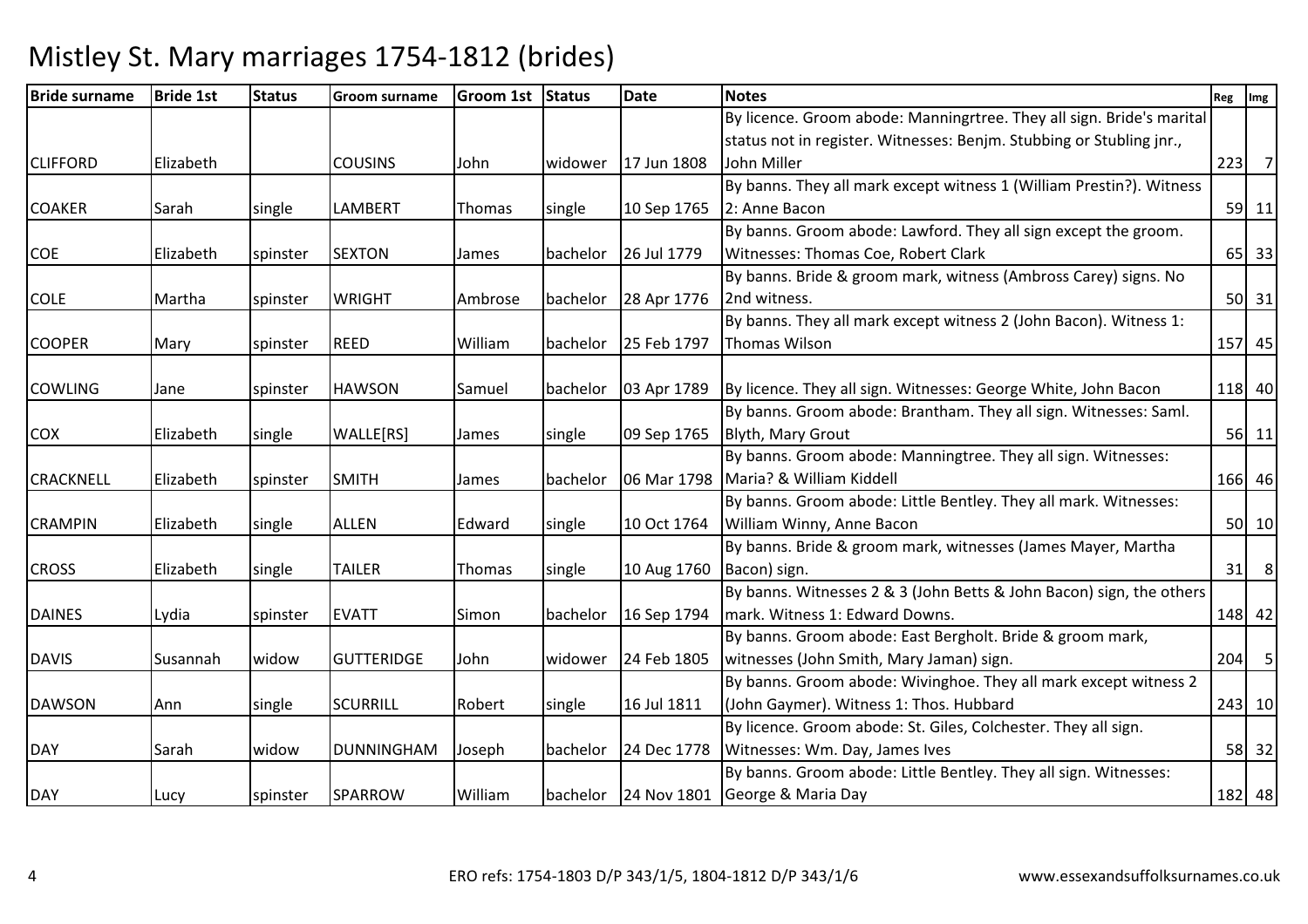# Mistley St. Mary marriages 1754-1812 (brides)

| Bride surname | Bride 1st | Status | Groom surname | Groom 1st | Status | Date | Notes | Reg | Img |
|---|---|---|---|---|---|---|---|---|---|
| CLIFFORD | Elizabeth | | COUSINS | John | widower | 17 Jun 1808 | By licence. Groom abode: Manningrtree. They all sign. Bride's marital status not in register. Witnesses: Benjm. Stubbing or Stubling jnr., John Miller | 223 | 7 |
| COAKER | Sarah | single | LAMBERT | Thomas | single | 10 Sep 1765 | By banns. They all mark except witness 1 (William Prestin?). Witness 2: Anne Bacon | 59 | 11 |
| COE | Elizabeth | spinster | SEXTON | James | bachelor | 26 Jul 1779 | By banns. Groom abode: Lawford. They all sign except the groom. Witnesses: Thomas Coe, Robert Clark | 65 | 33 |
| COLE | Martha | spinster | WRIGHT | Ambrose | bachelor | 28 Apr 1776 | By banns. Bride & groom mark, witness (Ambross Carey) signs. No 2nd witness. | 50 | 31 |
| COOPER | Mary | spinster | REED | William | bachelor | 25 Feb 1797 | By banns. They all mark except witness 2 (John Bacon). Witness 1: Thomas Wilson | 157 | 45 |
| COWLING | Jane | spinster | HAWSON | Samuel | bachelor | 03 Apr 1789 | By licence. They all sign. Witnesses: George White, John Bacon | 118 | 40 |
| COX | Elizabeth | single | WALLE[RS] | James | single | 09 Sep 1765 | By banns. Groom abode: Brantham. They all sign. Witnesses: Saml. Blyth, Mary Grout | 56 | 11 |
| CRACKNELL | Elizabeth | spinster | SMITH | James | bachelor | 06 Mar 1798 | By banns. Groom abode: Manningtree. They all sign. Witnesses: Maria? & William Kiddell | 166 | 46 |
| CRAMPIN | Elizabeth | single | ALLEN | Edward | single | 10 Oct 1764 | By banns. Groom abode: Little Bentley. They all mark. Witnesses: William Winny, Anne Bacon | 50 | 10 |
| CROSS | Elizabeth | single | TAILER | Thomas | single | 10 Aug 1760 | By banns. Bride & groom mark, witnesses (James Mayer, Martha Bacon) sign. | 31 | 8 |
| DAINES | Lydia | spinster | EVATT | Simon | bachelor | 16 Sep 1794 | By banns. Witnesses 2 & 3 (John Betts & John Bacon) sign, the others mark. Witness 1: Edward Downs. | 148 | 42 |
| DAVIS | Susannah | widow | GUTTERIDGE | John | widower | 24 Feb 1805 | By banns. Groom abode: East Bergholt. Bride & groom mark, witnesses (John Smith, Mary Jaman) sign. | 204 | 5 |
| DAWSON | Ann | single | SCURRILL | Robert | single | 16 Jul 1811 | By banns. Groom abode: Wivinghoe. They all mark except witness 2 (John Gaymer). Witness 1: Thos. Hubbard | 243 | 10 |
| DAY | Sarah | widow | DUNNINGHAM | Joseph | bachelor | 24 Dec 1778 | By licence. Groom abode: St. Giles, Colchester. They all sign. Witnesses: Wm. Day, James Ives | 58 | 32 |
| DAY | Lucy | spinster | SPARROW | William | bachelor | 24 Nov 1801 | By banns. Groom abode: Little Bentley. They all sign. Witnesses: George & Maria Day | 182 | 48 |

ERO refs: 1754-1803 D/P 343/1/5, 1804-1812 D/P 343/1/6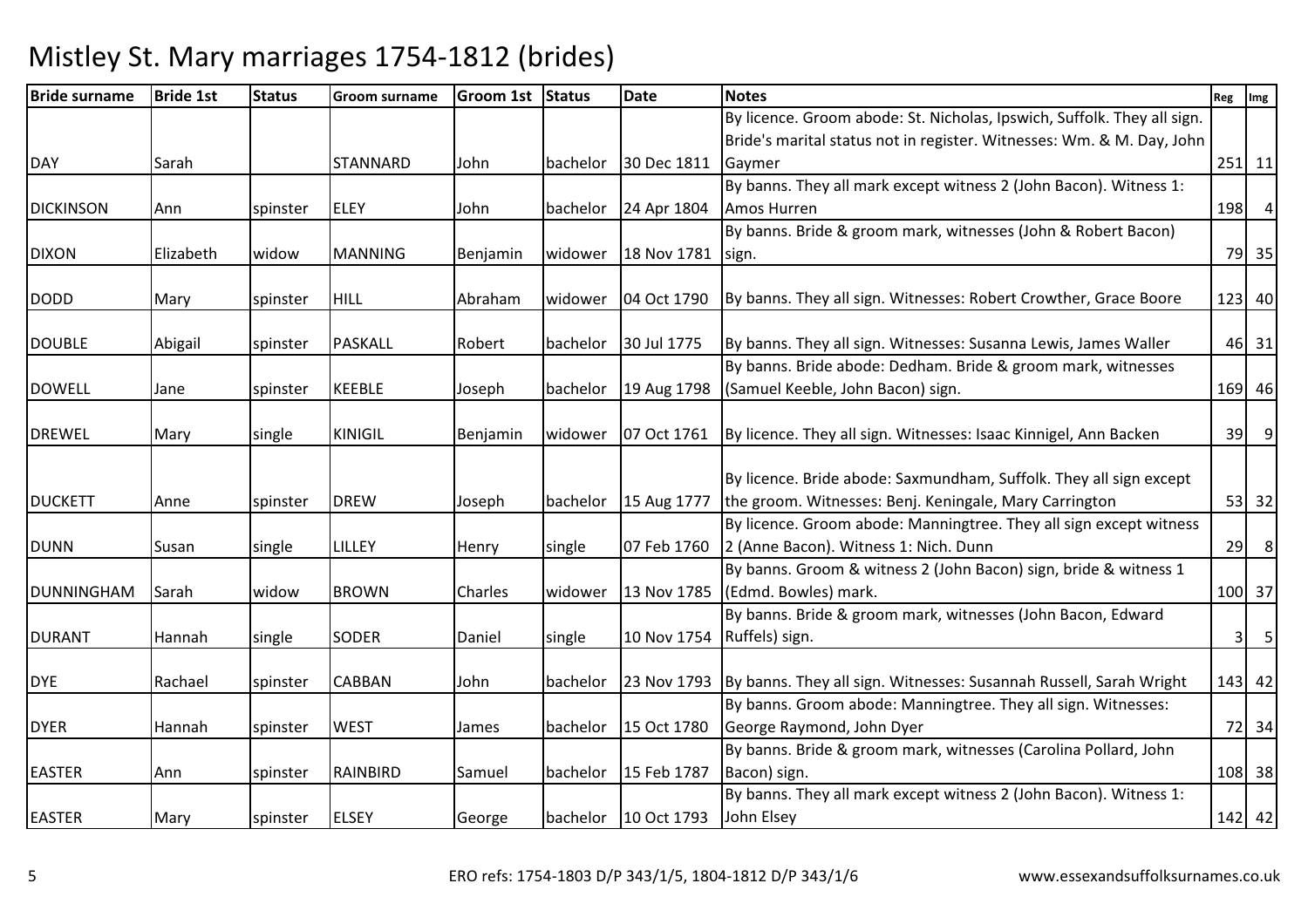# Mistley St. Mary marriages 1754-1812 (brides)

| Bride surname | Bride 1st | Status | Groom surname | Groom 1st | Status | Date | Notes | Reg | Img |
|---|---|---|---|---|---|---|---|---|---|
| DAY | Sarah | | STANNARD | John | bachelor | 30 Dec 1811 | By licence. Groom abode: St. Nicholas, Ipswich, Suffolk. They all sign. Bride's marital status not in register. Witnesses: Wm. & M. Day, John Gaymer | 251 | 11 |
| DICKINSON | Ann | spinster | ELEY | John | bachelor | 24 Apr 1804 | By banns. They all mark except witness 2 (John Bacon). Witness 1: Amos Hurren | 198 | 4 |
| DIXON | Elizabeth | widow | MANNING | Benjamin | widower | 18 Nov 1781 | By banns. Bride & groom mark, witnesses (John & Robert Bacon) sign. | 79 | 35 |
| DODD | Mary | spinster | HILL | Abraham | widower | 04 Oct 1790 | By banns. They all sign. Witnesses: Robert Crowther, Grace Boore | 123 | 40 |
| DOUBLE | Abigail | spinster | PASKALL | Robert | bachelor | 30 Jul 1775 | By banns. They all sign. Witnesses: Susanna Lewis, James Waller | 46 | 31 |
| DOWELL | Jane | spinster | KEEBLE | Joseph | bachelor | 19 Aug 1798 | By banns. Bride abode: Dedham. Bride & groom mark, witnesses (Samuel Keeble, John Bacon) sign. | 169 | 46 |
| DREWEL | Mary | single | KINIGIL | Benjamin | widower | 07 Oct 1761 | By licence. They all sign. Witnesses: Isaac Kinnigel, Ann Backen | 39 | 9 |
| DUCKETT | Anne | spinster | DREW | Joseph | bachelor | 15 Aug 1777 | By licence. Bride abode: Saxmundham, Suffolk. They all sign except the groom. Witnesses: Benj. Keningale, Mary Carrington | 53 | 32 |
| DUNN | Susan | single | LILLEY | Henry | single | 07 Feb 1760 | By licence. Groom abode: Manningtree. They all sign except witness 2 (Anne Bacon). Witness 1: Nich. Dunn | 29 | 8 |
| DUNNINGHAM | Sarah | widow | BROWN | Charles | widower | 13 Nov 1785 | By banns. Groom & witness 2 (John Bacon) sign, bride & witness 1 (Edmd. Bowles) mark. | 100 | 37 |
| DURANT | Hannah | single | SODER | Daniel | single | 10 Nov 1754 | By banns. Bride & groom mark, witnesses (John Bacon, Edward Ruffels) sign. | 3 | 5 |
| DYE | Rachael | spinster | CABBAN | John | bachelor | 23 Nov 1793 | By banns. They all sign. Witnesses: Susannah Russell, Sarah Wright | 143 | 42 |
| DYER | Hannah | spinster | WEST | James | bachelor | 15 Oct 1780 | By banns. Groom abode: Manningtree. They all sign. Witnesses: George Raymond, John Dyer | 72 | 34 |
| EASTER | Ann | spinster | RAINBIRD | Samuel | bachelor | 15 Feb 1787 | By banns. Bride & groom mark, witnesses (Carolina Pollard, John Bacon) sign. | 108 | 38 |
| EASTER | Mary | spinster | ELSEY | George | bachelor | 10 Oct 1793 | By banns. They all mark except witness 2 (John Bacon). Witness 1: John Elsey | 142 | 42 |

ERO refs: 1754-1803 D/P 343/1/5, 1804-1812 D/P 343/1/6 www.essexandsuffolksurnames.co.uk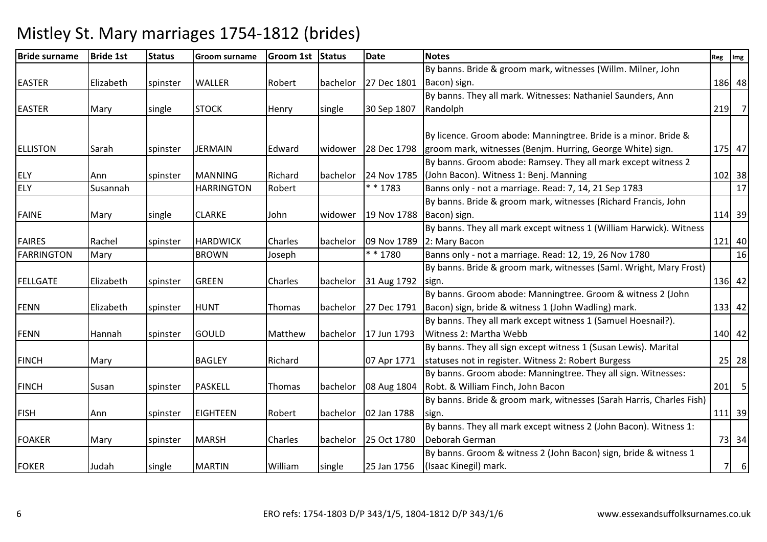# Mistley St. Mary marriages 1754-1812 (brides)

| Bride surname | Bride 1st | Status | Groom surname | Groom 1st | Status | Date | Notes | Reg | Img |
|---|---|---|---|---|---|---|---|---|---|
| EASTER | Elizabeth | spinster | WALLER | Robert | bachelor | 27 Dec 1801 | By banns. Bride & groom mark, witnesses (Willm. Milner, John Bacon) sign. | 186 | 48 |
| EASTER | Mary | single | STOCK | Henry | single | 30 Sep 1807 | By banns. They all mark. Witnesses: Nathaniel Saunders, Ann Randolph | 219 | 7 |
| ELLISTON | Sarah | spinster | JERMAIN | Edward | widower | 28 Dec 1798 | By licence. Groom abode: Manningtree. Bride is a minor. Bride & groom mark, witnesses (Benjm. Hurring, George White) sign. | 175 | 47 |
| ELY | Ann | spinster | MANNING | Richard | bachelor | 24 Nov 1785 | By banns. Groom abode: Ramsey. They all mark except witness 2 (John Bacon). Witness 1: Benj. Manning | 102 | 38 |
| ELY | Susannah | | HARRINGTON | Robert | | * * 1783 | Banns only - not a marriage. Read: 7, 14, 21 Sep 1783 | | 17 |
| FAINE | Mary | single | CLARKE | John | widower | 19 Nov 1788 | By banns. Bride & groom mark, witnesses (Richard Francis, John Bacon) sign. | 114 | 39 |
| FAIRES | Rachel | spinster | HARDWICK | Charles | bachelor | 09 Nov 1789 | By banns. They all mark except witness 1 (William Harwick). Witness 2: Mary Bacon | 121 | 40 |
| FARRINGTON | Mary | | BROWN | Joseph | | * * 1780 | Banns only - not a marriage. Read: 12, 19, 26 Nov 1780 | | 16 |
| FELLGATE | Elizabeth | spinster | GREEN | Charles | bachelor | 31 Aug 1792 | By banns. Bride & groom mark, witnesses (Saml. Wright, Mary Frost) sign. | 136 | 42 |
| FENN | Elizabeth | spinster | HUNT | Thomas | bachelor | 27 Dec 1791 | By banns. Groom abode: Manningtree. Groom & witness 2 (John Bacon) sign, bride & witness 1 (John Wadling) mark. | 133 | 42 |
| FENN | Hannah | spinster | GOULD | Matthew | bachelor | 17 Jun 1793 | By banns. They all mark except witness 1 (Samuel Hoesnail?). Witness 2: Martha Webb | 140 | 42 |
| FINCH | Mary | | BAGLEY | Richard | | 07 Apr 1771 | By banns. They all sign except witness 1 (Susan Lewis). Marital statuses not in register. Witness 2: Robert Burgess | 25 | 28 |
| FINCH | Susan | spinster | PASKELL | Thomas | bachelor | 08 Aug 1804 | By banns. Groom abode: Manningtree. They all sign. Witnesses: Robt. & William Finch, John Bacon | 201 | 5 |
| FISH | Ann | spinster | EIGHTEEN | Robert | bachelor | 02 Jan 1788 | By banns. Bride & groom mark, witnesses (Sarah Harris, Charles Fish) sign. | 111 | 39 |
| FOAKER | Mary | spinster | MARSH | Charles | bachelor | 25 Oct 1780 | By banns. They all mark except witness 2 (John Bacon). Witness 1: Deborah German | 73 | 34 |
| FOKER | Judah | single | MARTIN | William | single | 25 Jan 1756 | By banns. Groom & witness 2 (John Bacon) sign, bride & witness 1 (Isaac Kinegil) mark. | 7 | 6 |

ERO refs: 1754-1803 D/P 343/1/5, 1804-1812 D/P 343/1/6

www.essexandsuffolksurnames.co.uk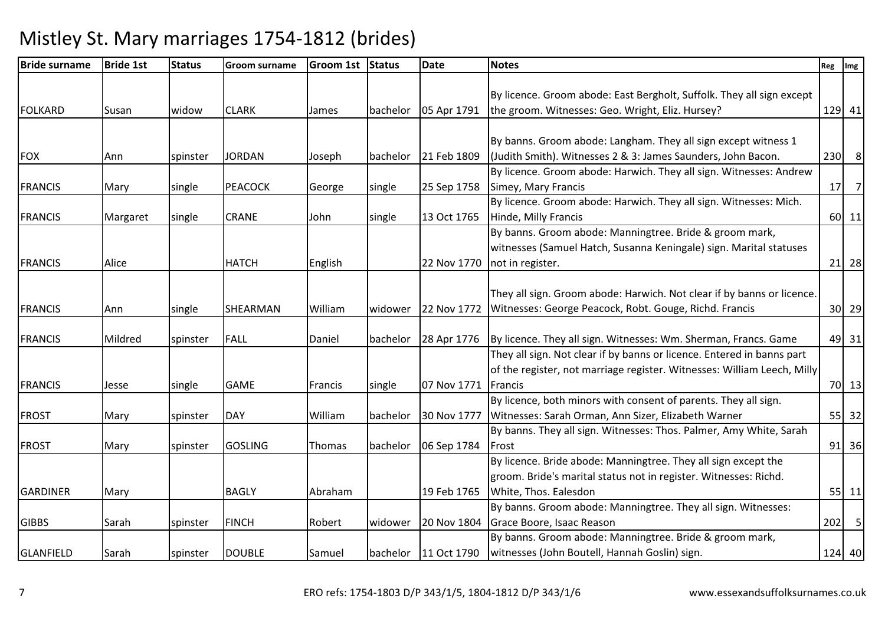# Mistley St. Mary marriages 1754-1812 (brides)

| Bride surname | Bride 1st | Status | Groom surname | Groom 1st | Status | Date | Notes | Reg | Img |
|---|---|---|---|---|---|---|---|---|---|
| FOLKARD | Susan | widow | CLARK | James | bachelor | 05 Apr 1791 | By licence. Groom abode: East Bergholt, Suffolk. They all sign except the groom. Witnesses: Geo. Wright, Eliz. Hursey? | 129 | 41 |
| FOX | Ann | spinster | JORDAN | Joseph | bachelor | 21 Feb 1809 | By banns. Groom abode: Langham. They all sign except witness 1 (Judith Smith). Witnesses 2 & 3: James Saunders, John Bacon. | 230 | 8 |
| FRANCIS | Mary | single | PEACOCK | George | single | 25 Sep 1758 | By licence. Groom abode: Harwich. They all sign. Witnesses: Andrew Simey, Mary Francis | 17 | 7 |
| FRANCIS | Margaret | single | CRANE | John | single | 13 Oct 1765 | By licence. Groom abode: Harwich. They all sign. Witnesses: Mich. Hinde, Milly Francis | 60 | 11 |
| FRANCIS | Alice | | HATCH | English | | 22 Nov 1770 | By banns. Groom abode: Manningtree. Bride & groom mark, witnesses (Samuel Hatch, Susanna Keningale) sign. Marital statuses not in register. | 21 | 28 |
| FRANCIS | Ann | single | SHEARMAN | William | widower | 22 Nov 1772 | They all sign. Groom abode: Harwich. Not clear if by banns or licence. Witnesses: George Peacock, Robt. Gouge, Richd. Francis | 30 | 29 |
| FRANCIS | Mildred | spinster | FALL | Daniel | bachelor | 28 Apr 1776 | By licence. They all sign. Witnesses: Wm. Sherman, Francs. Game | 49 | 31 |
| FRANCIS | Jesse | single | GAME | Francis | single | 07 Nov 1771 | They all sign. Not clear if by banns or licence. Entered in banns part of the register, not marriage register. Witnesses: William Leech, Milly Francis | 70 | 13 |
| FROST | Mary | spinster | DAY | William | bachelor | 30 Nov 1777 | By licence, both minors with consent of parents. They all sign. Witnesses: Sarah Orman, Ann Sizer, Elizabeth Warner | 55 | 32 |
| FROST | Mary | spinster | GOSLING | Thomas | bachelor | 06 Sep 1784 | By banns. They all sign. Witnesses: Thos. Palmer, Amy White, Sarah Frost | 91 | 36 |
| GARDINER | Mary | | BAGLY | Abraham | | 19 Feb 1765 | By licence. Bride abode: Manningtree. They all sign except the groom. Bride's marital status not in register. Witnesses: Richd. White, Thos. Ealesdon | 55 | 11 |
| GIBBS | Sarah | spinster | FINCH | Robert | widower | 20 Nov 1804 | By banns. Groom abode: Manningtree. They all sign. Witnesses: Grace Boore, Isaac Reason | 202 | 5 |
| GLANFIELD | Sarah | spinster | DOUBLE | Samuel | bachelor | 11 Oct 1790 | By banns. Groom abode: Manningtree. Bride & groom mark, witnesses (John Boutell, Hannah Goslin) sign. | 124 | 40 |

ERO refs: 1754-1803 D/P 343/1/5, 1804-1812 D/P 343/1/6 www.essexandsuffolksurnames.co.uk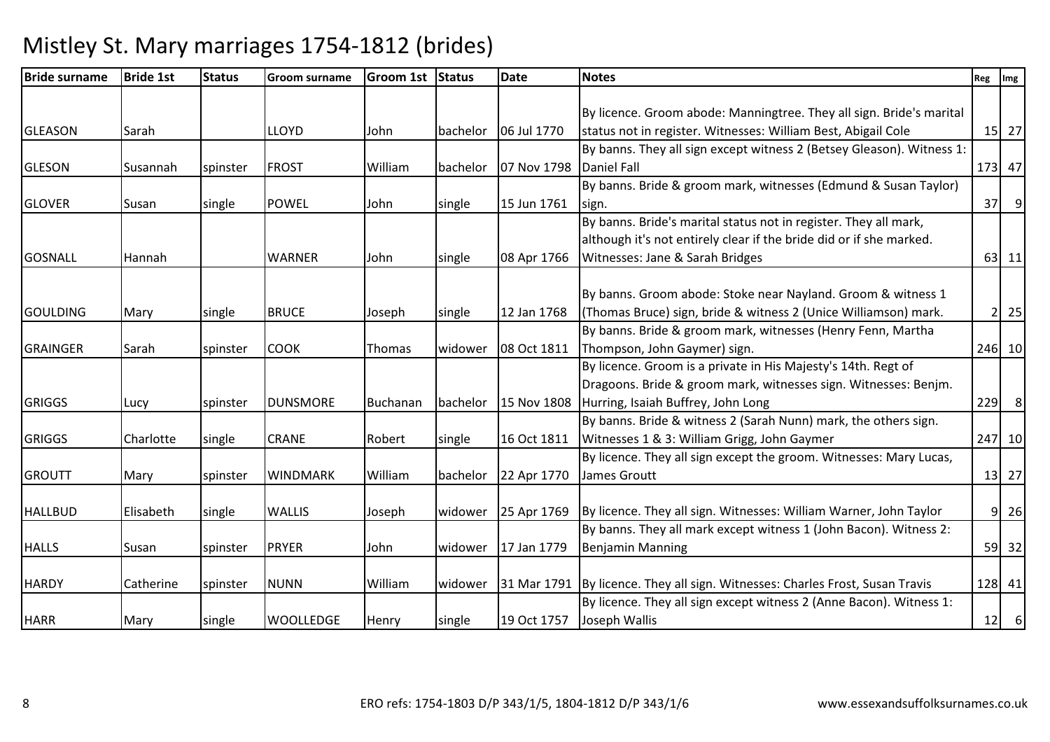# Mistley St. Mary marriages 1754-1812 (brides)

| Bride surname | Bride 1st | Status | Groom surname | Groom 1st | Status | Date | Notes | Reg | Img |
|---|---|---|---|---|---|---|---|---|---|
| GLEASON | Sarah | | LLOYD | John | bachelor | 06 Jul 1770 | By licence. Groom abode: Manningtree. They all sign. Bride's marital status not in register. Witnesses: William Best, Abigail Cole | 15 | 27 |
| GLESON | Susannah | spinster | FROST | William | bachelor | 07 Nov 1798 | By banns. They all sign except witness 2 (Betsey Gleason). Witness 1: Daniel Fall | 173 | 47 |
| GLOVER | Susan | single | POWEL | John | single | 15 Jun 1761 | By banns. Bride & groom mark, witnesses (Edmund & Susan Taylor) sign. | 37 | 9 |
| GOSNALL | Hannah | | WARNER | John | single | 08 Apr 1766 | By banns. Bride's marital status not in register. They all mark, although it's not entirely clear if the bride did or if she marked. Witnesses: Jane & Sarah Bridges | 63 | 11 |
| GOULDING | Mary | single | BRUCE | Joseph | single | 12 Jan 1768 | By banns. Groom abode: Stoke near Nayland. Groom & witness 1 (Thomas Bruce) sign, bride & witness 2 (Unice Williamson) mark. | 2 | 25 |
| GRAINGER | Sarah | spinster | COOK | Thomas | widower | 08 Oct 1811 | By banns. Bride & groom mark, witnesses (Henry Fenn, Martha Thompson, John Gaymer) sign. | 246 | 10 |
| GRIGGS | Lucy | spinster | DUNSMORE | Buchanan | bachelor | 15 Nov 1808 | By licence. Groom is a private in His Majesty's 14th. Regt of Dragoons. Bride & groom mark, witnesses sign. Witnesses: Benjm. Hurring, Isaiah Buffrey, John Long | 229 | 8 |
| GRIGGS | Charlotte | single | CRANE | Robert | single | 16 Oct 1811 | By banns. Bride & witness 2 (Sarah Nunn) mark, the others sign. Witnesses 1 & 3: William Grigg, John Gaymer | 247 | 10 |
| GROUTT | Mary | spinster | WINDMARK | William | bachelor | 22 Apr 1770 | By licence. They all sign except the groom. Witnesses: Mary Lucas, James Groutt | 13 | 27 |
| HALLBUD | Elisabeth | single | WALLIS | Joseph | widower | 25 Apr 1769 | By licence. They all sign. Witnesses: William Warner, John Taylor | 9 | 26 |
| HALLS | Susan | spinster | PRYER | John | widower | 17 Jan 1779 | By banns. They all mark except witness 1 (John Bacon). Witness 2: Benjamin Manning | 59 | 32 |
| HARDY | Catherine | spinster | NUNN | William | widower | 31 Mar 1791 | By licence. They all sign. Witnesses: Charles Frost, Susan Travis | 128 | 41 |
| HARR | Mary | single | WOOLLEDGE | Henry | single | 19 Oct 1757 | By licence. They all sign except witness 2 (Anne Bacon). Witness 1: Joseph Wallis | 12 | 6 |

ERO refs: 1754-1803 D/P 343/1/5, 1804-1812 D/P 343/1/6 www.essexandsuffolksurnames.co.uk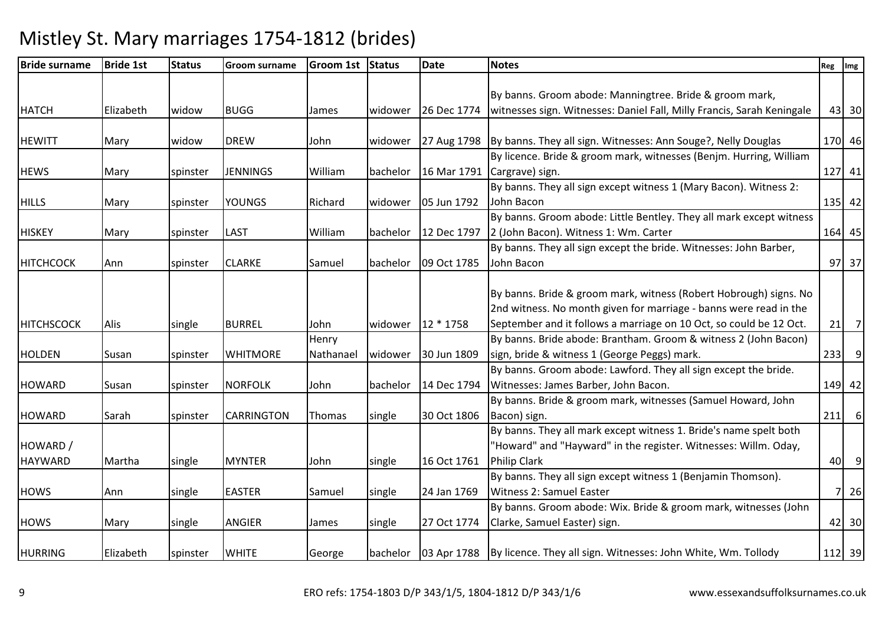# Mistley St. Mary marriages 1754-1812 (brides)

| Bride surname | Bride 1st | Status | Groom surname | Groom 1st | Status | Date | Notes | Reg | Img |
|---|---|---|---|---|---|---|---|---|---|
| HATCH | Elizabeth | widow | BUGG | James | widower | 26 Dec 1774 | By banns. Groom abode: Manningtree. Bride & groom mark, witnesses sign. Witnesses: Daniel Fall, Milly Francis, Sarah Keningale | 43 | 30 |
| HEWITT | Mary | widow | DREW | John | widower | 27 Aug 1798 | By banns. They all sign. Witnesses: Ann Souge?, Nelly Douglas | 170 | 46 |
| HEWS | Mary | spinster | JENNINGS | William | bachelor | 16 Mar 1791 | By licence. Bride & groom mark, witnesses (Benjm. Hurring, William Cargrave) sign. | 127 | 41 |
| HILLS | Mary | spinster | YOUNGS | Richard | widower | 05 Jun 1792 | By banns. They all sign except witness 1 (Mary Bacon). Witness 2: John Bacon | 135 | 42 |
| HISKEY | Mary | spinster | LAST | William | bachelor | 12 Dec 1797 | By banns. Groom abode: Little Bentley. They all mark except witness 2 (John Bacon). Witness 1: Wm. Carter | 164 | 45 |
| HITCHCOCK | Ann | spinster | CLARKE | Samuel | bachelor | 09 Oct 1785 | By banns. They all sign except the bride. Witnesses: John Barber, John Bacon | 97 | 37 |
| HITCHSCOCK | Alis | single | BURREL | John | widower | 12 * 1758 | By banns. Bride & groom mark, witness (Robert Hobrough) signs. No 2nd witness. No month given for marriage - banns were read in the September and it follows a marriage on 10 Oct, so could be 12 Oct. | 21 | 7 |
| HOLDEN | Susan | spinster | WHITMORE | Henry Nathanael | widower | 30 Jun 1809 | By banns. Bride abode: Brantham. Groom & witness 2 (John Bacon) sign, bride & witness 1 (George Peggs) mark. | 233 | 9 |
| HOWARD | Susan | spinster | NORFOLK | John | bachelor | 14 Dec 1794 | By banns. Groom abode: Lawford. They all sign except the bride. Witnesses: James Barber, John Bacon. | 149 | 42 |
| HOWARD | Sarah | spinster | CARRINGTON | Thomas | single | 30 Oct 1806 | By banns. Bride & groom mark, witnesses (Samuel Howard, John Bacon) sign. | 211 | 6 |
| HOWARD / HAYWARD | Martha | single | MYNTER | John | single | 16 Oct 1761 | By banns. They all mark except witness 1. Bride's name spelt both "Howard" and "Hayward" in the register. Witnesses: Willm. Oday, Philip Clark | 40 | 9 |
| HOWS | Ann | single | EASTER | Samuel | single | 24 Jan 1769 | By banns. They all sign except witness 1 (Benjamin Thomson). Witness 2: Samuel Easter | 7 | 26 |
| HOWS | Mary | single | ANGIER | James | single | 27 Oct 1774 | By banns. Groom abode: Wix. Bride & groom mark, witnesses (John Clarke, Samuel Easter) sign. | 42 | 30 |
| HURRING | Elizabeth | spinster | WHITE | George | bachelor | 03 Apr 1788 | By licence. They all sign. Witnesses: John White, Wm. Tollody | 112 | 39 |

ERO refs: 1754-1803 D/P 343/1/5, 1804-1812 D/P 343/1/6

www.essexandsuffolksurnames.co.uk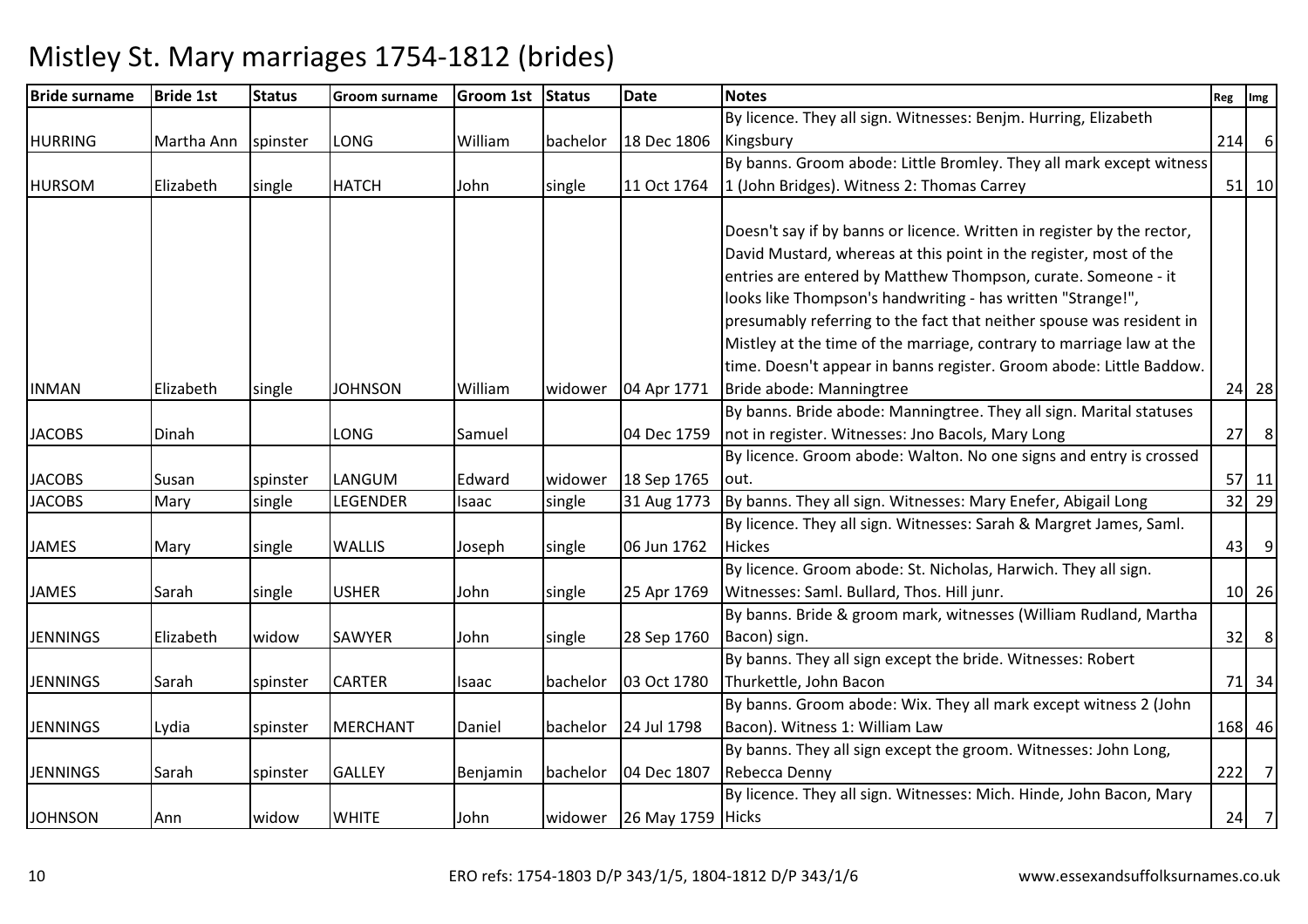# Mistley St. Mary marriages 1754-1812 (brides)

| Bride surname | Bride 1st | Status | Groom surname | Groom 1st | Status | Date | Notes | Reg | Img |
|---|---|---|---|---|---|---|---|---|---|
| HURRING | Martha Ann | spinster | LONG | William | bachelor | 18 Dec 1806 | By licence. They all sign. Witnesses: Benjm. Hurring, Elizabeth Kingsbury | 214 | 6 |
| HURSOM | Elizabeth | single | HATCH | John | single | 11 Oct 1764 | By banns. Groom abode: Little Bromley. They all mark except witness 1 (John Bridges). Witness 2: Thomas Carrey | 51 | 10 |
| INMAN | Elizabeth | single | JOHNSON | William | widower | 04 Apr 1771 | Doesn't say if by banns or licence. Written in register by the rector, David Mustard, whereas at this point in the register, most of the entries are entered by Matthew Thompson, curate. Someone - it looks like Thompson's handwriting - has written "Strange!", presumably referring to the fact that neither spouse was resident in Mistley at the time of the marriage, contrary to marriage law at the time. Doesn't appear in banns register. Groom abode: Little Baddow. Bride abode: Manningtree | 24 | 28 |
| JACOBS | Dinah | | LONG | Samuel | | 04 Dec 1759 | By banns. Bride abode: Manningtree. They all sign. Marital statuses not in register. Witnesses: Jno Bacols, Mary Long | 27 | 8 |
| JACOBS | Susan | spinster | LANGUM | Edward | widower | 18 Sep 1765 | By licence. Groom abode: Walton. No one signs and entry is crossed out. | 57 | 11 |
| JACOBS | Mary | single | LEGENDER | Isaac | single | 31 Aug 1773 | By banns. They all sign. Witnesses: Mary Enefer, Abigail Long | 32 | 29 |
| JAMES | Mary | single | WALLIS | Joseph | single | 06 Jun 1762 | By licence. They all sign. Witnesses: Sarah & Margret James, Saml. Hickes | 43 | 9 |
| JAMES | Sarah | single | USHER | John | single | 25 Apr 1769 | By licence. Groom abode: St. Nicholas, Harwich. They all sign. Witnesses: Saml. Bullard, Thos. Hill junr. | 10 | 26 |
| JENNINGS | Elizabeth | widow | SAWYER | John | single | 28 Sep 1760 | By banns. Bride & groom mark, witnesses (William Rudland, Martha Bacon) sign. | 32 | 8 |
| JENNINGS | Sarah | spinster | CARTER | Isaac | bachelor | 03 Oct 1780 | By banns. They all sign except the bride. Witnesses: Robert Thurkettle, John Bacon | 71 | 34 |
| JENNINGS | Lydia | spinster | MERCHANT | Daniel | bachelor | 24 Jul 1798 | By banns. Groom abode: Wix. They all mark except witness 2 (John Bacon). Witness 1: William Law | 168 | 46 |
| JENNINGS | Sarah | spinster | GALLEY | Benjamin | bachelor | 04 Dec 1807 | By banns. They all sign except the groom. Witnesses: John Long, Rebecca Denny | 222 | 7 |
| JOHNSON | Ann | widow | WHITE | John | widower | 26 May 1759 | By licence. They all sign. Witnesses: Mich. Hinde, John Bacon, Mary Hicks | 24 | 7 |

ERO refs: 1754-1803 D/P 343/1/5, 1804-1812 D/P 343/1/6 www.essexandsuffolksurnames.co.uk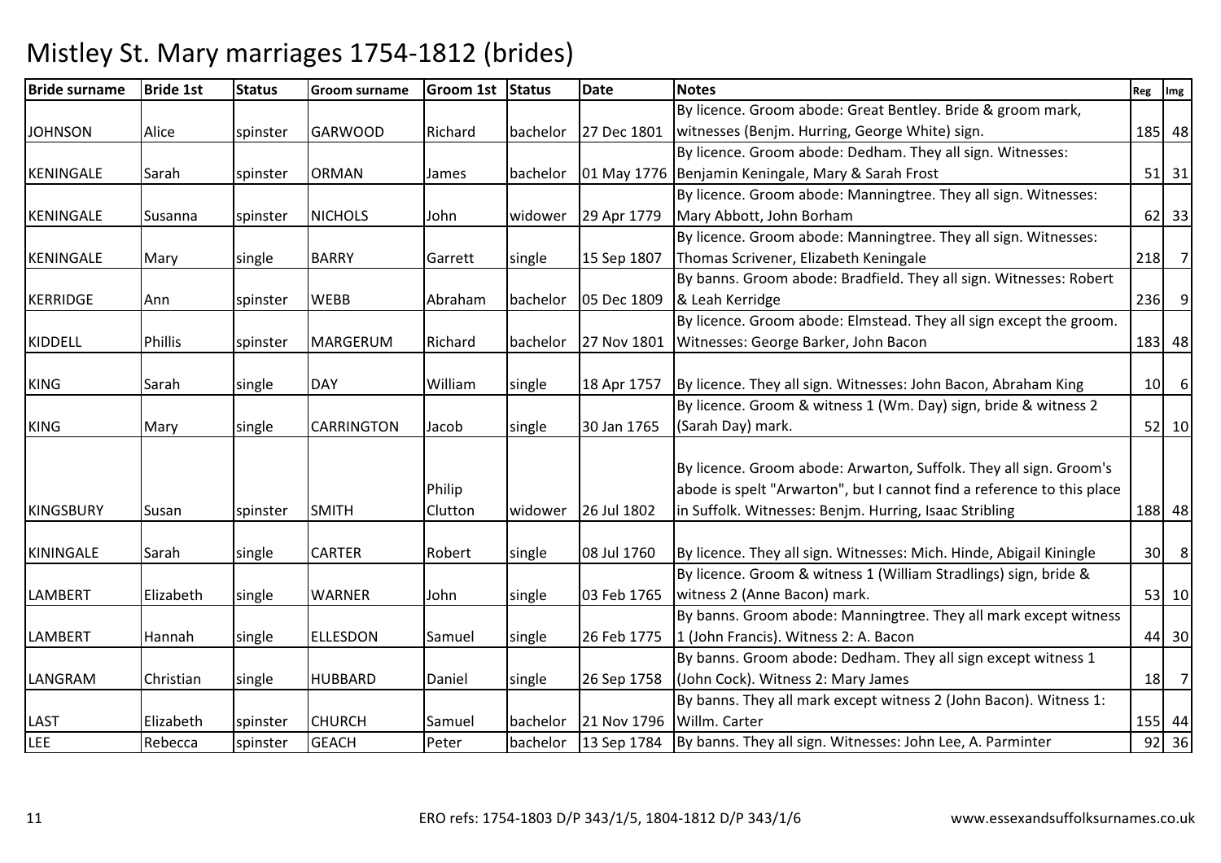# Mistley St. Mary marriages 1754-1812 (brides)

| Bride surname | Bride 1st | Status | Groom surname | Groom 1st | Status | Date | Notes | Reg | Img |
|---|---|---|---|---|---|---|---|---|---|
| JOHNSON | Alice | spinster | GARWOOD | Richard | bachelor | 27 Dec 1801 | By licence. Groom abode: Great Bentley. Bride & groom mark, witnesses (Benjm. Hurring, George White) sign. | 185 | 48 |
| KENINGALE | Sarah | spinster | ORMAN | James | bachelor | 01 May 1776 | By licence. Groom abode: Dedham. They all sign. Witnesses: Benjamin Keningale, Mary & Sarah Frost | 51 | 31 |
| KENINGALE | Susanna | spinster | NICHOLS | John | widower | 29 Apr 1779 | By licence. Groom abode: Manningtree. They all sign. Witnesses: Mary Abbott, John Borham | 62 | 33 |
| KENINGALE | Mary | single | BARRY | Garrett | single | 15 Sep 1807 | By licence. Groom abode: Manningtree. They all sign. Witnesses: Thomas Scrivener, Elizabeth Keningale | 218 | 7 |
| KERRIDGE | Ann | spinster | WEBB | Abraham | bachelor | 05 Dec 1809 | By banns. Groom abode: Bradfield. They all sign. Witnesses: Robert & Leah Kerridge | 236 | 9 |
| KIDDELL | Phillis | spinster | MARGERUM | Richard | bachelor | 27 Nov 1801 | By licence. Groom abode: Elmstead. They all sign except the groom. Witnesses: George Barker, John Bacon | 183 | 48 |
| KING | Sarah | single | DAY | William | single | 18 Apr 1757 | By licence. They all sign. Witnesses: John Bacon, Abraham King | 10 | 6 |
| KING | Mary | single | CARRINGTON | Jacob | single | 30 Jan 1765 | By licence. Groom & witness 1 (Wm. Day) sign, bride & witness 2 (Sarah Day) mark. | 52 | 10 |
| KINGSBURY | Susan | spinster | SMITH | Philip Clutton | widower | 26 Jul 1802 | By licence. Groom abode: Arwarton, Suffolk. They all sign. Groom's abode is spelt "Arwarton", but I cannot find a reference to this place in Suffolk. Witnesses: Benjm. Hurring, Isaac Stribling | 188 | 48 |
| KININGALE | Sarah | single | CARTER | Robert | single | 08 Jul 1760 | By licence. They all sign. Witnesses: Mich. Hinde, Abigail Kiningle | 30 | 8 |
| LAMBERT | Elizabeth | single | WARNER | John | single | 03 Feb 1765 | By licence. Groom & witness 1 (William Stradlings) sign, bride & witness 2 (Anne Bacon) mark. | 53 | 10 |
| LAMBERT | Hannah | single | ELLESDON | Samuel | single | 26 Feb 1775 | By banns. Groom abode: Manningtree. They all mark except witness 1 (John Francis). Witness 2: A. Bacon | 44 | 30 |
| LANGRAM | Christian | single | HUBBARD | Daniel | single | 26 Sep 1758 | By banns. Groom abode: Dedham. They all sign except witness 1 (John Cock). Witness 2: Mary James | 18 | 7 |
| LAST | Elizabeth | spinster | CHURCH | Samuel | bachelor | 21 Nov 1796 | By banns. They all mark except witness 2 (John Bacon). Witness 1: Willm. Carter | 155 | 44 |
| LEE | Rebecca | spinster | GEACH | Peter | bachelor | 13 Sep 1784 | By banns. They all sign. Witnesses: John Lee, A. Parminter | 92 | 36 |

ERO refs: 1754-1803 D/P 343/1/5, 1804-1812 D/P 343/1/6 www.essexandsuffolksurnames.co.uk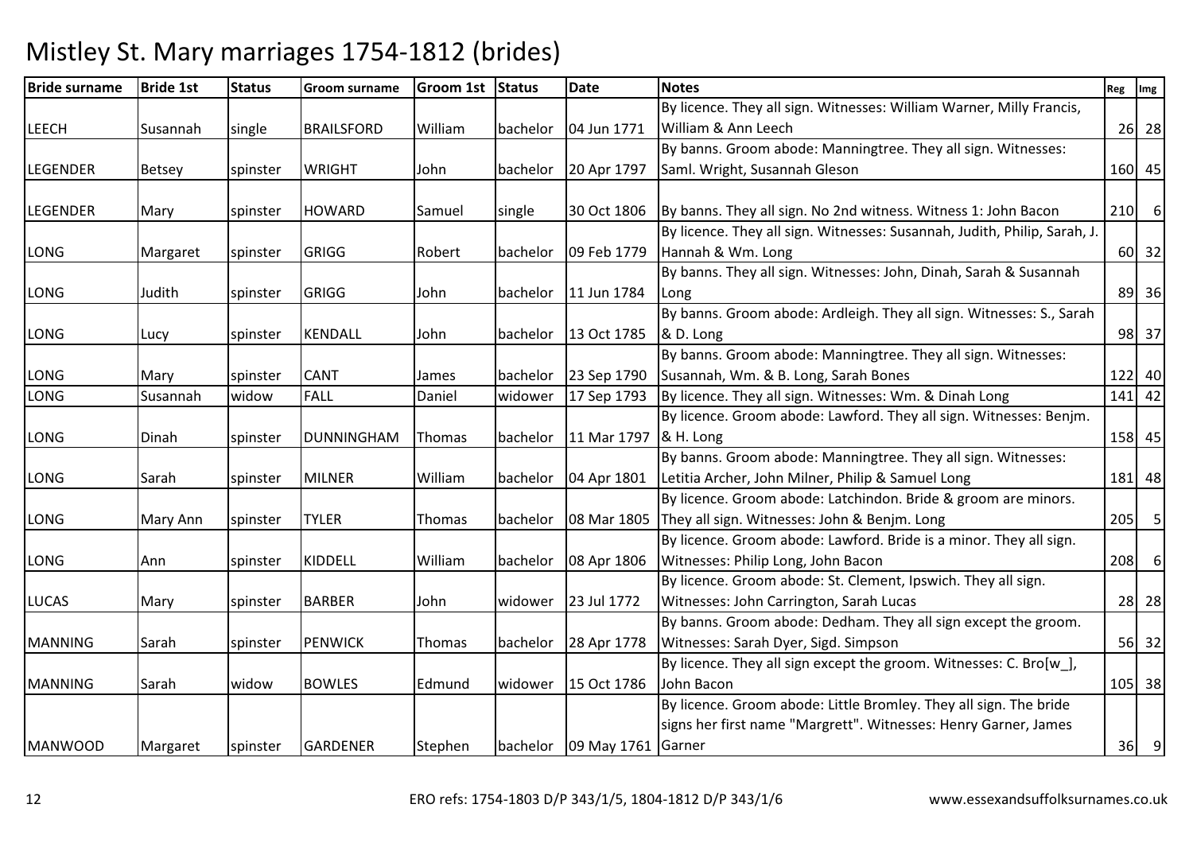# Mistley St. Mary marriages 1754-1812 (brides)

| Bride surname | Bride 1st | Status | Groom surname | Groom 1st | Status | Date | Notes | Reg | Img |
|---|---|---|---|---|---|---|---|---|---|
| LEECH | Susannah | single | BRAILSFORD | William | bachelor | 04 Jun 1771 | By licence. They all sign. Witnesses: William Warner, Milly Francis, William & Ann Leech | 26 | 28 |
| LEGENDER | Betsey | spinster | WRIGHT | John | bachelor | 20 Apr 1797 | By banns. Groom abode: Manningtree. They all sign. Witnesses: Saml. Wright, Susannah Gleson | 160 | 45 |
| LEGENDER | Mary | spinster | HOWARD | Samuel | single | 30 Oct 1806 | By banns. They all sign. No 2nd witness. Witness 1: John Bacon | 210 | 6 |
| LONG | Margaret | spinster | GRIGG | Robert | bachelor | 09 Feb 1779 | By licence. They all sign. Witnesses: Susannah, Judith, Philip, Sarah, J. Hannah & Wm. Long | 60 | 32 |
| LONG | Judith | spinster | GRIGG | John | bachelor | 11 Jun 1784 | By banns. They all sign. Witnesses: John, Dinah, Sarah & Susannah Long | 89 | 36 |
| LONG | Lucy | spinster | KENDALL | John | bachelor | 13 Oct 1785 | By banns. Groom abode: Ardleigh. They all sign. Witnesses: S., Sarah & D. Long | 98 | 37 |
| LONG | Mary | spinster | CANT | James | bachelor | 23 Sep 1790 | By banns. Groom abode: Manningtree. They all sign. Witnesses: Susannah, Wm. & B. Long, Sarah Bones | 122 | 40 |
| LONG | Susannah | widow | FALL | Daniel | widower | 17 Sep 1793 | By licence. They all sign. Witnesses: Wm. & Dinah Long | 141 | 42 |
| LONG | Dinah | spinster | DUNNINGHAM | Thomas | bachelor | 11 Mar 1797 | By licence. Groom abode: Lawford. They all sign. Witnesses: Benjm. & H. Long | 158 | 45 |
| LONG | Sarah | spinster | MILNER | William | bachelor | 04 Apr 1801 | By banns. Groom abode: Manningtree. They all sign. Witnesses: Letitia Archer, John Milner, Philip & Samuel Long | 181 | 48 |
| LONG | Mary Ann | spinster | TYLER | Thomas | bachelor | 08 Mar 1805 | By licence. Groom abode: Latchindon. Bride & groom are minors. They all sign. Witnesses: John & Benjm. Long | 205 | 5 |
| LONG | Ann | spinster | KIDDELL | William | bachelor | 08 Apr 1806 | By licence. Groom abode: Lawford. Bride is a minor. They all sign. Witnesses: Philip Long, John Bacon | 208 | 6 |
| LUCAS | Mary | spinster | BARBER | John | widower | 23 Jul 1772 | By licence. Groom abode: St. Clement, Ipswich. They all sign. Witnesses: John Carrington, Sarah Lucas | 28 | 28 |
| MANNING | Sarah | spinster | PENWICK | Thomas | bachelor | 28 Apr 1778 | By banns. Groom abode: Dedham. They all sign except the groom. Witnesses: Sarah Dyer, Sigd. Simpson | 56 | 32 |
| MANNING | Sarah | widow | BOWLES | Edmund | widower | 15 Oct 1786 | By licence. They all sign except the groom. Witnesses: C. Bro[w_], John Bacon | 105 | 38 |
| MANWOOD | Margaret | spinster | GARDENER | Stephen | bachelor | 09 May 1761 | By licence. Groom abode: Little Bromley. They all sign. The bride signs her first name "Margrett". Witnesses: Henry Garner, James Garner | 36 | 9 |

ERO refs: 1754-1803 D/P 343/1/5, 1804-1812 D/P 343/1/6 www.essexandsuffolksurnames.co.uk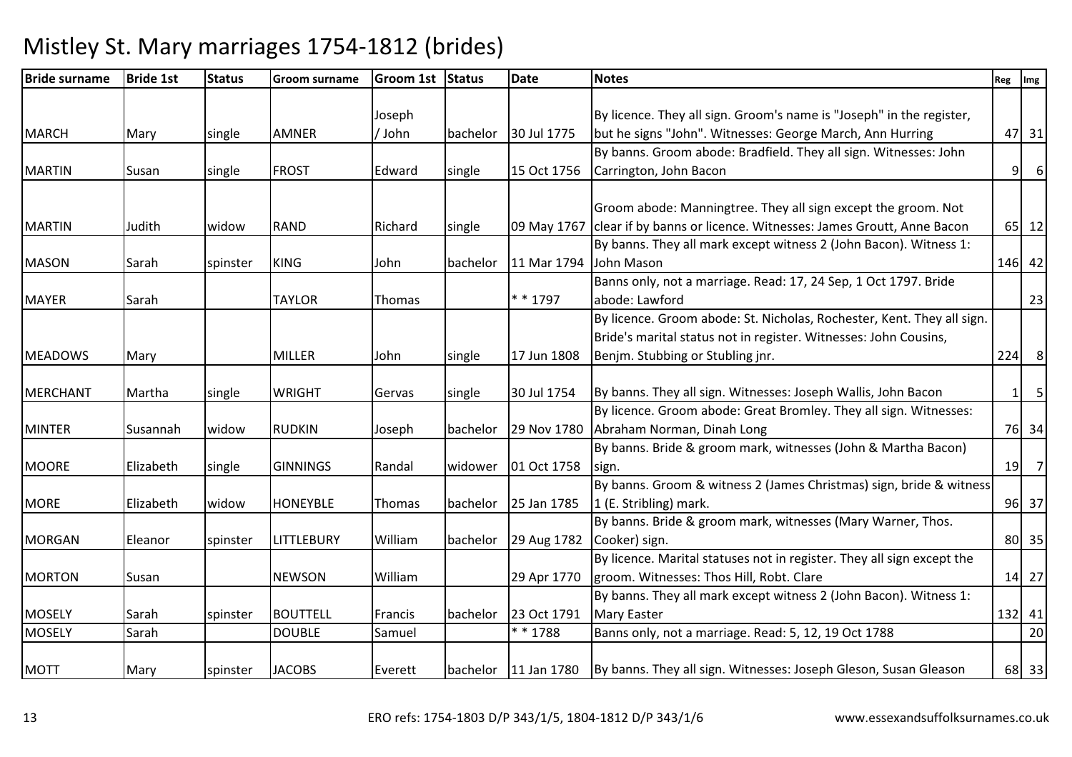# Mistley St. Mary marriages 1754-1812 (brides)

| Bride surname | Bride 1st | Status | Groom surname | Groom 1st | Status | Date | Notes | Reg | Img |
|---|---|---|---|---|---|---|---|---|---|
| MARCH | Mary | single | AMNER | Joseph / John | bachelor | 30 Jul 1775 | By licence. They all sign. Groom's name is "Joseph" in the register, but he signs "John". Witnesses: George March, Ann Hurring | 47 | 31 |
| MARTIN | Susan | single | FROST | Edward | single | 15 Oct 1756 | By banns. Groom abode: Bradfield. They all sign. Witnesses: John Carrington, John Bacon | 9 | 6 |
| MARTIN | Judith | widow | RAND | Richard | single | 09 May 1767 | Groom abode: Manningtree. They all sign except the groom. Not clear if by banns or licence. Witnesses: James Groutt, Anne Bacon | 65 | 12 |
| MASON | Sarah | spinster | KING | John | bachelor | 11 Mar 1794 | By banns. They all mark except witness 2 (John Bacon). Witness 1: John Mason | 146 | 42 |
| MAYER | Sarah | | TAYLOR | Thomas | | * * 1797 | Banns only, not a marriage. Read: 17, 24 Sep, 1 Oct 1797. Bride abode: Lawford | | 23 |
| MEADOWS | Mary | | MILLER | John | single | 17 Jun 1808 | By licence. Groom abode: St. Nicholas, Rochester, Kent. They all sign. Bride's marital status not in register. Witnesses: John Cousins, Benjm. Stubbing or Stubling jnr. | 224 | 8 |
| MERCHANT | Martha | single | WRIGHT | Gervas | single | 30 Jul 1754 | By banns. They all sign. Witnesses: Joseph Wallis, John Bacon | 1 | 5 |
| MINTER | Susannah | widow | RUDKIN | Joseph | bachelor | 29 Nov 1780 | By licence. Groom abode: Great Bromley. They all sign. Witnesses: Abraham Norman, Dinah Long | 76 | 34 |
| MOORE | Elizabeth | single | GINNINGS | Randal | widower | 01 Oct 1758 | By banns. Bride & groom mark, witnesses (John & Martha Bacon) sign. | 19 | 7 |
| MORE | Elizabeth | widow | HONEYBLE | Thomas | bachelor | 25 Jan 1785 | By banns. Groom & witness 2 (James Christmas) sign, bride & witness 1 (E. Stribling) mark. | 96 | 37 |
| MORGAN | Eleanor | spinster | LITTLEBURY | William | bachelor | 29 Aug 1782 | By banns. Bride & groom mark, witnesses (Mary Warner, Thos. Cooker) sign. | 80 | 35 |
| MORTON | Susan | | NEWSON | William | | 29 Apr 1770 | By licence. Marital statuses not in register. They all sign except the groom. Witnesses: Thos Hill, Robt. Clare | 14 | 27 |
| MOSELY | Sarah | spinster | BOUTTELL | Francis | bachelor | 23 Oct 1791 | By banns. They all mark except witness 2 (John Bacon). Witness 1: Mary Easter | 132 | 41 |
| MOSELY | Sarah | | DOUBLE | Samuel | | * * 1788 | Banns only, not a marriage. Read: 5, 12, 19 Oct 1788 | | 20 |
| MOTT | Mary | spinster | JACOBS | Everett | bachelor | 11 Jan 1780 | By banns. They all sign. Witnesses: Joseph Gleson, Susan Gleason | 68 | 33 |

ERO refs: 1754-1803 D/P 343/1/5, 1804-1812 D/P 343/1/6 www.essexandsuffolksurnames.co.uk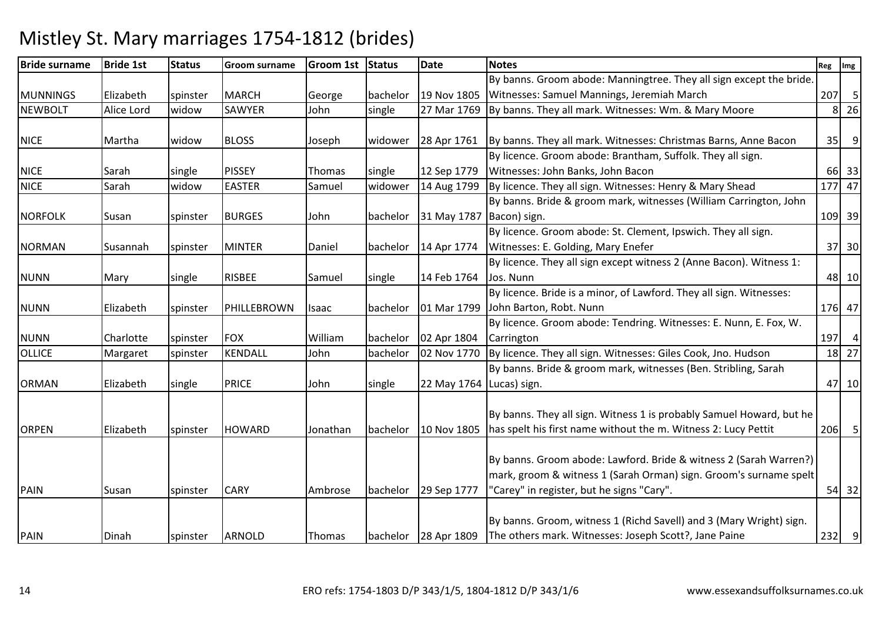# Mistley St. Mary marriages 1754-1812 (brides)

| Bride surname | Bride 1st | Status | Groom surname | Groom 1st | Status | Date | Notes | Reg | Img |
|---|---|---|---|---|---|---|---|---|---|
| MUNNINGS | Elizabeth | spinster | MARCH | George | bachelor | 19 Nov 1805 | By banns. Groom abode: Manningtree. They all sign except the bride. Witnesses: Samuel Mannings, Jeremiah March | 207 | 5 |
| NEWBOLT | Alice Lord | widow | SAWYER | John | single | 27 Mar 1769 | By banns. They all mark. Witnesses: Wm. & Mary Moore | 8 | 26 |
| NICE | Martha | widow | BLOSS | Joseph | widower | 28 Apr 1761 | By banns. They all mark. Witnesses: Christmas Barns, Anne Bacon | 35 | 9 |
| NICE | Sarah | single | PISSEY | Thomas | single | 12 Sep 1779 | By licence. Groom abode: Brantham, Suffolk. They all sign. Witnesses: John Banks, John Bacon | 66 | 33 |
| NICE | Sarah | widow | EASTER | Samuel | widower | 14 Aug 1799 | By licence. They all sign. Witnesses: Henry & Mary Shead | 177 | 47 |
| NORFOLK | Susan | spinster | BURGES | John | bachelor | 31 May 1787 | By banns. Bride & groom mark, witnesses (William Carrington, John Bacon) sign. | 109 | 39 |
| NORMAN | Susannah | spinster | MINTER | Daniel | bachelor | 14 Apr 1774 | By licence. Groom abode: St. Clement, Ipswich. They all sign. Witnesses: E. Golding, Mary Enefer | 37 | 30 |
| NUNN | Mary | single | RISBEE | Samuel | single | 14 Feb 1764 | By licence. They all sign except witness 2 (Anne Bacon). Witness 1: Jos. Nunn | 48 | 10 |
| NUNN | Elizabeth | spinster | PHILLEBROWN | Isaac | bachelor | 01 Mar 1799 | By licence. Bride is a minor, of Lawford. They all sign. Witnesses: John Barton, Robt. Nunn | 176 | 47 |
| NUNN | Charlotte | spinster | FOX | William | bachelor | 02 Apr 1804 | By licence. Groom abode: Tendring. Witnesses: E. Nunn, E. Fox, W. Carrington | 197 | 4 |
| OLLICE | Margaret | spinster | KENDALL | John | bachelor | 02 Nov 1770 | By licence. They all sign. Witnesses: Giles Cook, Jno. Hudson | 18 | 27 |
| ORMAN | Elizabeth | single | PRICE | John | single | 22 May 1764 | By banns. Bride & groom mark, witnesses (Ben. Stribling, Sarah Lucas) sign. | 47 | 10 |
| ORPEN | Elizabeth | spinster | HOWARD | Jonathan | bachelor | 10 Nov 1805 | By banns. They all sign. Witness 1 is probably Samuel Howard, but he has spelt his first name without the m. Witness 2: Lucy Pettit | 206 | 5 |
| PAIN | Susan | spinster | CARY | Ambrose | bachelor | 29 Sep 1777 | By banns. Groom abode: Lawford. Bride & witness 2 (Sarah Warren?) mark, groom & witness 1 (Sarah Orman) sign. Groom's surname spelt "Carey" in register, but he signs "Cary". | 54 | 32 |
| PAIN | Dinah | spinster | ARNOLD | Thomas | bachelor | 28 Apr 1809 | By banns. Groom, witness 1 (Richd Savell) and 3 (Mary Wright) sign. The others mark. Witnesses: Joseph Scott?, Jane Paine | 232 | 9 |

ERO refs: 1754-1803 D/P 343/1/5, 1804-1812 D/P 343/1/6 www.essexandsuffolksurnames.co.uk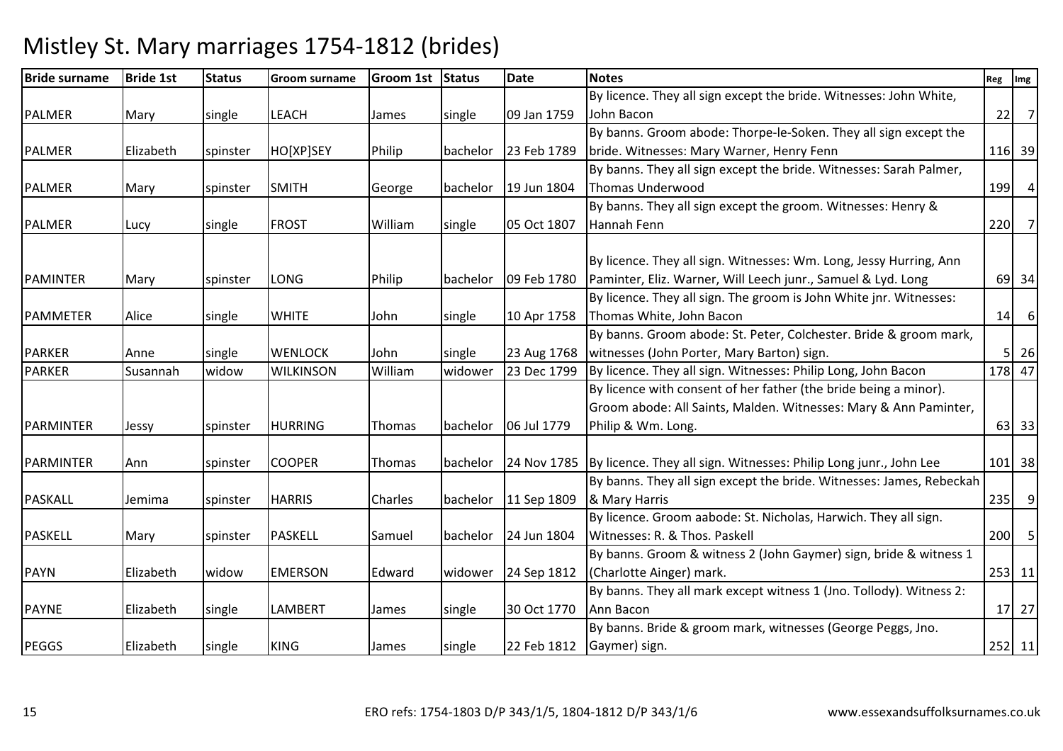# Mistley St. Mary marriages 1754-1812 (brides)

| Bride surname | Bride 1st | Status | Groom surname | Groom 1st | Status | Date | Notes | Reg | Img |
|---|---|---|---|---|---|---|---|---|---|
| PALMER | Mary | single | LEACH | James | single | 09 Jan 1759 | By licence. They all sign except the bride. Witnesses: John White, John Bacon | 22 | 7 |
| PALMER | Elizabeth | spinster | HO[XP]SEY | Philip | bachelor | 23 Feb 1789 | By banns. Groom abode: Thorpe-le-Soken. They all sign except the bride. Witnesses: Mary Warner, Henry Fenn | 116 | 39 |
| PALMER | Mary | spinster | SMITH | George | bachelor | 19 Jun 1804 | By banns. They all sign except the bride. Witnesses: Sarah Palmer, Thomas Underwood | 199 | 4 |
| PALMER | Lucy | single | FROST | William | single | 05 Oct 1807 | By banns. They all sign except the groom. Witnesses: Henry & Hannah Fenn | 220 | 7 |
| PAMINTER | Mary | spinster | LONG | Philip | bachelor | 09 Feb 1780 | By licence. They all sign. Witnesses: Wm. Long, Jessy Hurring, Ann Paminter, Eliz. Warner, Will Leech junr., Samuel & Lyd. Long | 69 | 34 |
| PAMMETER | Alice | single | WHITE | John | single | 10 Apr 1758 | By licence. They all sign. The groom is John White jnr. Witnesses: Thomas White, John Bacon | 14 | 6 |
| PARKER | Anne | single | WENLOCK | John | single | 23 Aug 1768 | By banns. Groom abode: St. Peter, Colchester. Bride & groom mark, witnesses (John Porter, Mary Barton) sign. | 5 | 26 |
| PARKER | Susannah | widow | WILKINSON | William | widower | 23 Dec 1799 | By licence. They all sign. Witnesses: Philip Long, John Bacon | 178 | 47 |
| PARMINTER | Jessy | spinster | HURRING | Thomas | bachelor | 06 Jul 1779 | By licence with consent of her father (the bride being a minor). Groom abode: All Saints, Malden. Witnesses: Mary & Ann Paminter, Philip & Wm. Long. | 63 | 33 |
| PARMINTER | Ann | spinster | COOPER | Thomas | bachelor | 24 Nov 1785 | By licence. They all sign. Witnesses: Philip Long junr., John Lee | 101 | 38 |
| PASKALL | Jemima | spinster | HARRIS | Charles | bachelor | 11 Sep 1809 | By banns. They all sign except the bride. Witnesses: James, Rebeckah & Mary Harris | 235 | 9 |
| PASKELL | Mary | spinster | PASKELL | Samuel | bachelor | 24 Jun 1804 | By licence. Groom aabode: St. Nicholas, Harwich. They all sign. Witnesses: R. & Thos. Paskell | 200 | 5 |
| PAYN | Elizabeth | widow | EMERSON | Edward | widower | 24 Sep 1812 | By banns. Groom & witness 2 (John Gaymer) sign, bride & witness 1 (Charlotte Ainger) mark. | 253 | 11 |
| PAYNE | Elizabeth | single | LAMBERT | James | single | 30 Oct 1770 | By banns. They all mark except witness 1 (Jno. Tollody). Witness 2: Ann Bacon | 17 | 27 |
| PEGGS | Elizabeth | single | KING | James | single | 22 Feb 1812 | By banns. Bride & groom mark, witnesses (George Peggs, Jno. Gaymer) sign. | 252 | 11 |

ERO refs: 1754-1803 D/P 343/1/5, 1804-1812 D/P 343/1/6 www.essexandsuffolksurnames.co.uk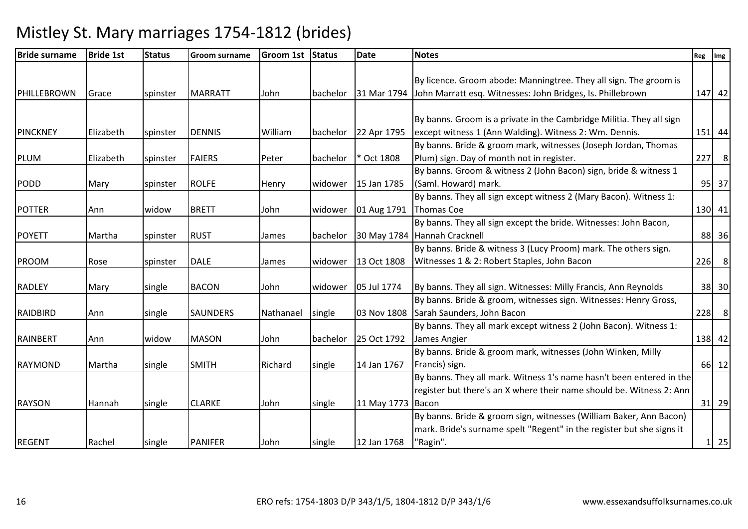# Mistley St. Mary marriages 1754-1812 (brides)

| Bride surname | Bride 1st | Status | Groom surname | Groom 1st | Status | Date | Notes | Reg | Img |
|---|---|---|---|---|---|---|---|---|---|
| PHILLEBROWN | Grace | spinster | MARRATT | John | bachelor | 31 Mar 1794 | By licence. Groom abode: Manningtree. They all sign. The groom is John Marratt esq. Witnesses: John Bridges, Is. Phillebrown | 147 | 42 |
| PINCKNEY | Elizabeth | spinster | DENNIS | William | bachelor | 22 Apr 1795 | By banns. Groom is a private in the Cambridge Militia. They all sign except witness 1 (Ann Walding). Witness 2: Wm. Dennis. | 151 | 44 |
| PLUM | Elizabeth | spinster | FAIERS | Peter | bachelor | * Oct 1808 | By banns. Bride & groom mark, witnesses (Joseph Jordan, Thomas Plum) sign. Day of month not in register. | 227 | 8 |
| PODD | Mary | spinster | ROLFE | Henry | widower | 15 Jan 1785 | By banns. Groom & witness 2 (John Bacon) sign, bride & witness 1 (Saml. Howard) mark. | 95 | 37 |
| POTTER | Ann | widow | BRETT | John | widower | 01 Aug 1791 | By banns. They all sign except witness 2 (Mary Bacon). Witness 1: Thomas Coe | 130 | 41 |
| POYETT | Martha | spinster | RUST | James | bachelor | 30 May 1784 | By banns. They all sign except the bride. Witnesses: John Bacon, Hannah Cracknell | 88 | 36 |
| PROOM | Rose | spinster | DALE | James | widower | 13 Oct 1808 | By banns. Bride & witness 3 (Lucy Proom) mark. The others sign. Witnesses 1 & 2: Robert Staples, John Bacon | 226 | 8 |
| RADLEY | Mary | single | BACON | John | widower | 05 Jul 1774 | By banns. They all sign. Witnesses: Milly Francis, Ann Reynolds | 38 | 30 |
| RAIDBIRD | Ann | single | SAUNDERS | Nathanael | single | 03 Nov 1808 | By banns. Bride & groom, witnesses sign. Witnesses: Henry Gross, Sarah Saunders, John Bacon | 228 | 8 |
| RAINBERT | Ann | widow | MASON | John | bachelor | 25 Oct 1792 | By banns. They all mark except witness 2 (John Bacon). Witness 1: James Angier | 138 | 42 |
| RAYMOND | Martha | single | SMITH | Richard | single | 14 Jan 1767 | By banns. Bride & groom mark, witnesses (John Winken, Milly Francis) sign. | 66 | 12 |
| RAYSON | Hannah | single | CLARKE | John | single | 11 May 1773 | By banns. They all mark. Witness 1's name hasn't been entered in the register but there's an X where their name should be. Witness 2: Ann Bacon | 31 | 29 |
| REGENT | Rachel | single | PANIFER | John | single | 12 Jan 1768 | By banns. Bride & groom sign, witnesses (William Baker, Ann Bacon) mark. Bride's surname spelt "Regent" in the register but she signs it "Ragin". | 1 | 25 |

ERO refs: 1754-1803 D/P 343/1/5, 1804-1812 D/P 343/1/6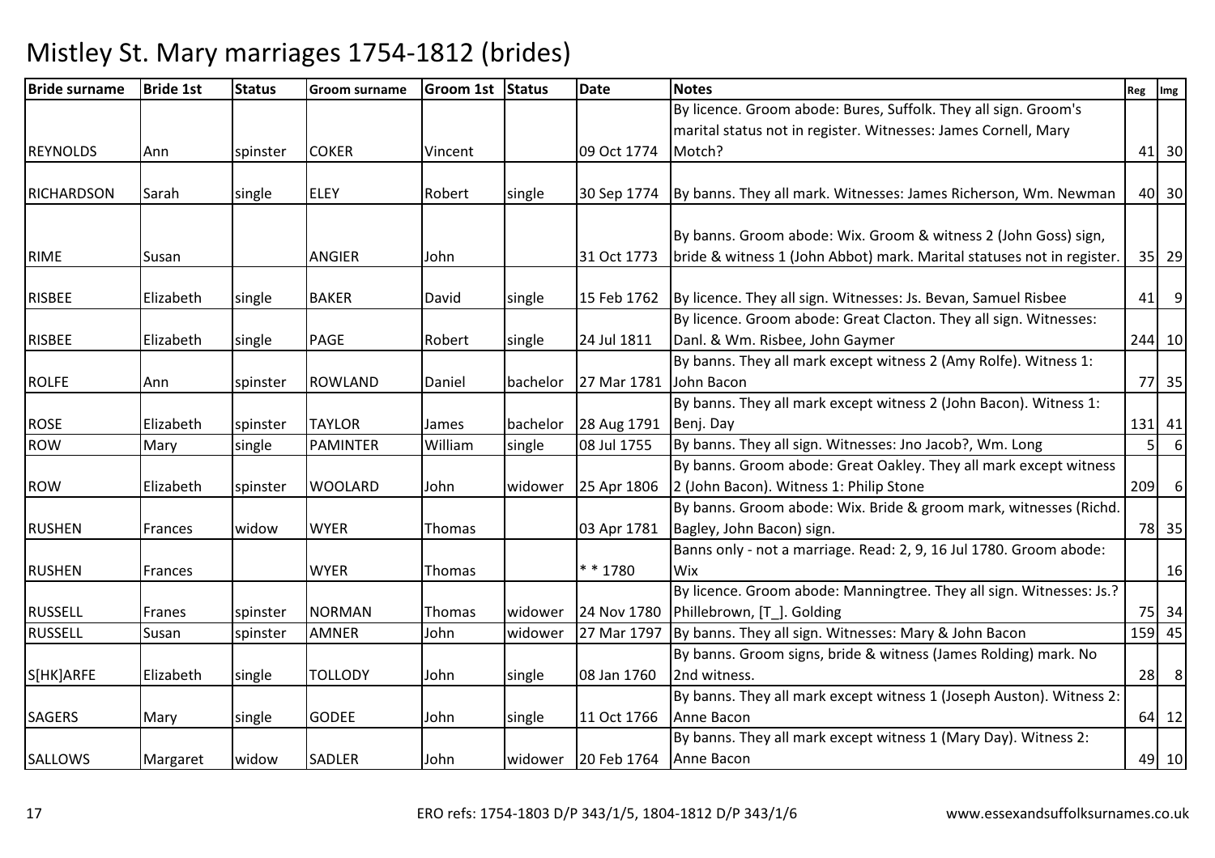# Mistley St. Mary marriages 1754-1812 (brides)

| Bride surname | Bride 1st | Status | Groom surname | Groom 1st | Status | Date | Notes | Reg | Img |
|---|---|---|---|---|---|---|---|---|---|
| REYNOLDS | Ann | spinster | COKER | Vincent | | 09 Oct 1774 | By licence. Groom abode: Bures, Suffolk. They all sign. Groom's marital status not in register. Witnesses: James Cornell, Mary Motch? | 41 | 30 |
| RICHARDSON | Sarah | single | ELEY | Robert | single | 30 Sep 1774 | By banns. They all mark. Witnesses: James Richerson, Wm. Newman | 40 | 30 |
| RIME | Susan | | ANGIER | John | | 31 Oct 1773 | By banns. Groom abode: Wix. Groom & witness 2 (John Goss) sign, bride & witness 1 (John Abbot) mark. Marital statuses not in register. | 35 | 29 |
| RISBEE | Elizabeth | single | BAKER | David | single | 15 Feb 1762 | By licence. They all sign. Witnesses: Js. Bevan, Samuel Risbee | 41 | 9 |
| RISBEE | Elizabeth | single | PAGE | Robert | single | 24 Jul 1811 | By licence. Groom abode: Great Clacton. They all sign. Witnesses: Danl. & Wm. Risbee, John Gaymer | 244 | 10 |
| ROLFE | Ann | spinster | ROWLAND | Daniel | bachelor | 27 Mar 1781 | By banns. They all mark except witness 2 (Amy Rolfe). Witness 1: John Bacon | 77 | 35 |
| ROSE | Elizabeth | spinster | TAYLOR | James | bachelor | 28 Aug 1791 | By banns. They all mark except witness 2 (John Bacon). Witness 1: Benj. Day | 131 | 41 |
| ROW | Mary | single | PAMINTER | William | single | 08 Jul 1755 | By banns. They all sign. Witnesses: Jno Jacob?, Wm. Long | 5 | 6 |
| ROW | Elizabeth | spinster | WOOLARD | John | widower | 25 Apr 1806 | By banns. Groom abode: Great Oakley. They all mark except witness 2 (John Bacon). Witness 1: Philip Stone | 209 | 6 |
| RUSHEN | Frances | widow | WYER | Thomas | | 03 Apr 1781 | By banns. Groom abode: Wix. Bride & groom mark, witnesses (Richd. Bagley, John Bacon) sign. | 78 | 35 |
| RUSHEN | Frances | | WYER | Thomas | | * * 1780 | Banns only - not a marriage. Read: 2, 9, 16 Jul 1780. Groom abode: Wix | | 16 |
| RUSSELL | Franes | spinster | NORMAN | Thomas | widower | 24 Nov 1780 | By licence. Groom abode: Manningtree. They all sign. Witnesses: Js.? Phillebrown, [T_]. Golding | 75 | 34 |
| RUSSELL | Susan | spinster | AMNER | John | widower | 27 Mar 1797 | By banns. They all sign. Witnesses: Mary & John Bacon | 159 | 45 |
| S[HK]ARFE | Elizabeth | single | TOLLODY | John | single | 08 Jan 1760 | By banns. Groom signs, bride & witness (James Rolding) mark. No 2nd witness. | 28 | 8 |
| SAGERS | Mary | single | GODEE | John | single | 11 Oct 1766 | By banns. They all mark except witness 1 (Joseph Auston). Witness 2: Anne Bacon | 64 | 12 |
| SALLOWS | Margaret | widow | SADLER | John | widower | 20 Feb 1764 | By banns. They all mark except witness 1 (Mary Day). Witness 2: Anne Bacon | 49 | 10 |

ERO refs: 1754-1803 D/P 343/1/5, 1804-1812 D/P 343/1/6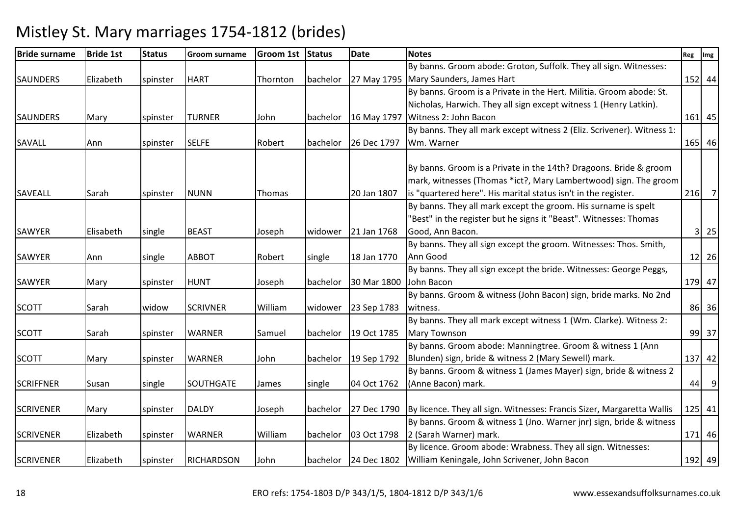# Mistley St. Mary marriages 1754-1812 (brides)

| Bride surname | Bride 1st | Status | Groom surname | Groom 1st | Status | Date | Notes | Reg | Img |
|---|---|---|---|---|---|---|---|---|---|
| SAUNDERS | Elizabeth | spinster | HART | Thornton | bachelor | 27 May 1795 | By banns. Groom abode: Groton, Suffolk. They all sign. Witnesses: Mary Saunders, James Hart | 152 | 44 |
| SAUNDERS | Mary | spinster | TURNER | John | bachelor | 16 May 1797 | By banns. Groom is a Private in the Hert. Militia. Groom abode: St. Nicholas, Harwich. They all sign except witness 1 (Henry Latkin). Witness 2: John Bacon | 161 | 45 |
| SAVALL | Ann | spinster | SELFE | Robert | bachelor | 26 Dec 1797 | By banns. They all mark except witness 2 (Eliz. Scrivener). Witness 1: Wm. Warner | 165 | 46 |
| SAVEALL | Sarah | spinster | NUNN | Thomas | | 20 Jan 1807 | By banns. Groom is a Private in the 14th? Dragoons. Bride & groom mark, witnesses (Thomas *ict?, Mary Lambertwood) sign. The groom is "quartered here". His marital status isn't in the register. | 216 | 7 |
| SAWYER | Elisabeth | single | BEAST | Joseph | widower | 21 Jan 1768 | By banns. They all mark except the groom. His surname is spelt "Best" in the register but he signs it "Beast". Witnesses: Thomas Good, Ann Bacon. | 3 | 25 |
| SAWYER | Ann | single | ABBOT | Robert | single | 18 Jan 1770 | By banns. They all sign except the groom. Witnesses: Thos. Smith, Ann Good | 12 | 26 |
| SAWYER | Mary | spinster | HUNT | Joseph | bachelor | 30 Mar 1800 | By banns. They all sign except the bride. Witnesses: George Peggs, John Bacon | 179 | 47 |
| SCOTT | Sarah | widow | SCRIVNER | William | widower | 23 Sep 1783 | By banns. Groom & witness (John Bacon) sign, bride marks. No 2nd witness. | 86 | 36 |
| SCOTT | Sarah | spinster | WARNER | Samuel | bachelor | 19 Oct 1785 | By banns. They all mark except witness 1 (Wm. Clarke). Witness 2: Mary Townson | 99 | 37 |
| SCOTT | Mary | spinster | WARNER | John | bachelor | 19 Sep 1792 | By banns. Groom abode: Manningtree. Groom & witness 1 (Ann Blunden) sign, bride & witness 2 (Mary Sewell) mark. | 137 | 42 |
| SCRIFFNER | Susan | single | SOUTHGATE | James | single | 04 Oct 1762 | By banns. Groom & witness 1 (James Mayer) sign, bride & witness 2 (Anne Bacon) mark. | 44 | 9 |
| SCRIVENER | Mary | spinster | DALDY | Joseph | bachelor | 27 Dec 1790 | By licence. They all sign. Witnesses: Francis Sizer, Margaretta Wallis | 125 | 41 |
| SCRIVENER | Elizabeth | spinster | WARNER | William | bachelor | 03 Oct 1798 | By banns. Groom & witness 1 (Jno. Warner jnr) sign, bride & witness 2 (Sarah Warner) mark. | 171 | 46 |
| SCRIVENER | Elizabeth | spinster | RICHARDSON | John | bachelor | 24 Dec 1802 | By licence. Groom abode: Wrabness. They all sign. Witnesses: William Keningale, John Scrivener, John Bacon | 192 | 49 |

ERO refs: 1754-1803 D/P 343/1/5, 1804-1812 D/P 343/1/6 www.essexandsuffolksurnames.co.uk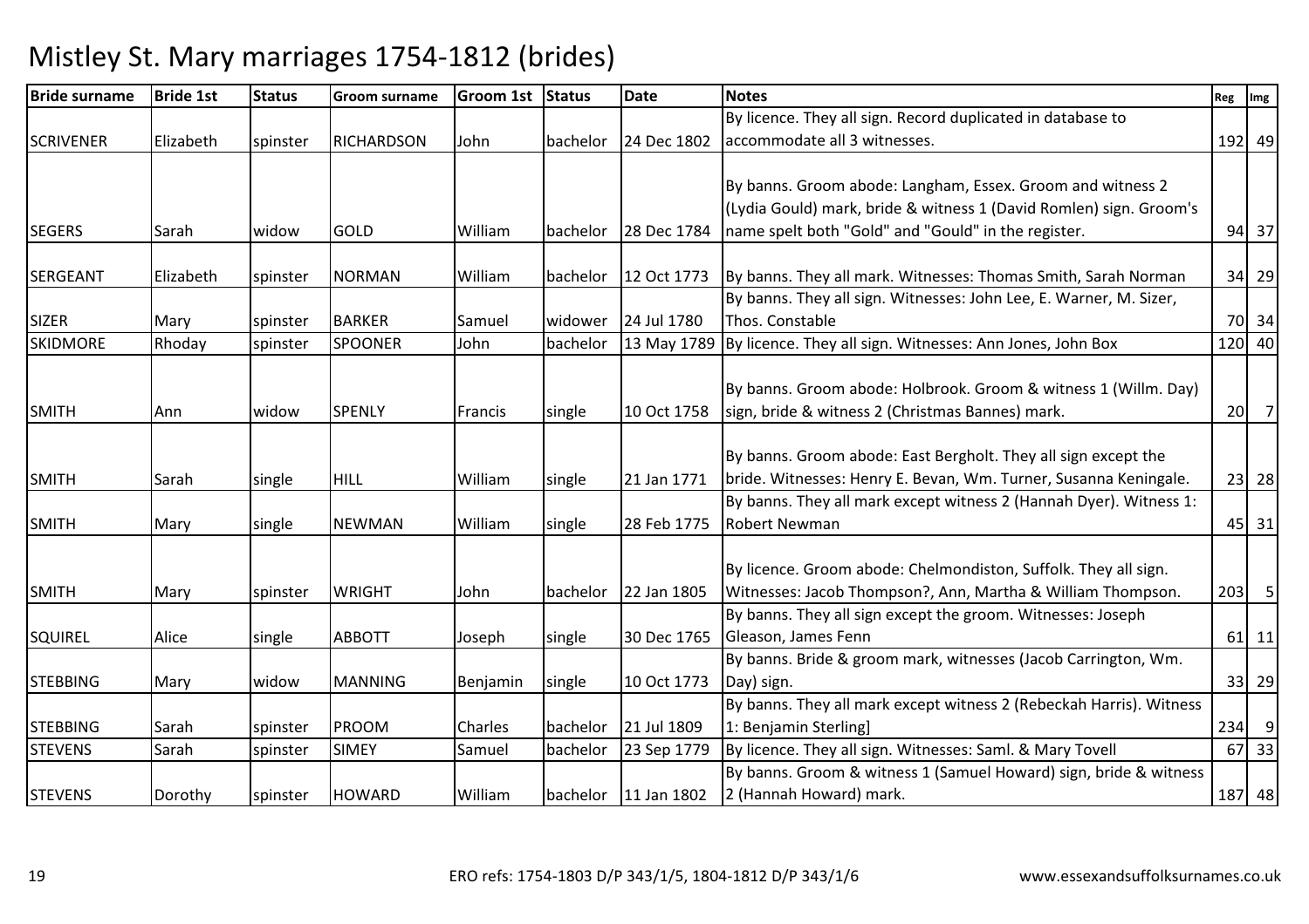# Mistley St. Mary marriages 1754-1812 (brides)

| Bride surname | Bride 1st | Status | Groom surname | Groom 1st | Status | Date | Notes | Reg | Img |
|---|---|---|---|---|---|---|---|---|---|
| SCRIVENER | Elizabeth | spinster | RICHARDSON | John | bachelor | 24 Dec 1802 | By licence. They all sign. Record duplicated in database to accommodate all 3 witnesses. | 192 | 49 |
| SEGERS | Sarah | widow | GOLD | William | bachelor | 28 Dec 1784 | By banns. Groom abode: Langham, Essex. Groom and witness 2 (Lydia Gould) mark, bride & witness 1 (David Romlen) sign. Groom's name spelt both "Gold" and "Gould" in the register. | 94 | 37 |
| SERGEANT | Elizabeth | spinster | NORMAN | William | bachelor | 12 Oct 1773 | By banns. They all mark. Witnesses: Thomas Smith, Sarah Norman | 34 | 29 |
| SIZER | Mary | spinster | BARKER | Samuel | widower | 24 Jul 1780 | By banns. They all sign. Witnesses: John Lee, E. Warner, M. Sizer, Thos. Constable | 70 | 34 |
| SKIDMORE | Rhoday | spinster | SPOONER | John | bachelor | 13 May 1789 | By licence. They all sign. Witnesses: Ann Jones, John Box | 120 | 40 |
| SMITH | Ann | widow | SPENLY | Francis | single | 10 Oct 1758 | By banns. Groom abode: Holbrook. Groom & witness 1 (Willm. Day) sign, bride & witness 2 (Christmas Bannes) mark. | 20 | 7 |
| SMITH | Sarah | single | HILL | William | single | 21 Jan 1771 | By banns. Groom abode: East Bergholt. They all sign except the bride. Witnesses: Henry E. Bevan, Wm. Turner, Susanna Keningale. | 23 | 28 |
| SMITH | Mary | single | NEWMAN | William | single | 28 Feb 1775 | By banns. They all mark except witness 2 (Hannah Dyer). Witness 1: Robert Newman | 45 | 31 |
| SMITH | Mary | spinster | WRIGHT | John | bachelor | 22 Jan 1805 | By licence. Groom abode: Chelmondiston, Suffolk. They all sign. Witnesses: Jacob Thompson?, Ann, Martha & William Thompson. | 203 | 5 |
| SQUIREL | Alice | single | ABBOTT | Joseph | single | 30 Dec 1765 | By banns. They all sign except the groom. Witnesses: Joseph Gleason, James Fenn | 61 | 11 |
| STEBBING | Mary | widow | MANNING | Benjamin | single | 10 Oct 1773 | By banns. Bride & groom mark, witnesses (Jacob Carrington, Wm. Day) sign. | 33 | 29 |
| STEBBING | Sarah | spinster | PROOM | Charles | bachelor | 21 Jul 1809 | By banns. They all mark except witness 2 (Rebeckah Harris). Witness 1: Benjamin Sterling] | 234 | 9 |
| STEVENS | Sarah | spinster | SIMEY | Samuel | bachelor | 23 Sep 1779 | By licence. They all sign. Witnesses: Saml. & Mary Tovell | 67 | 33 |
| STEVENS | Dorothy | spinster | HOWARD | William | bachelor | 11 Jan 1802 | By banns. Groom & witness 1 (Samuel Howard) sign, bride & witness 2 (Hannah Howard) mark. | 187 | 48 |

ERO refs: 1754-1803 D/P 343/1/5, 1804-1812 D/P 343/1/6 www.essexandsuffolksurnames.co.uk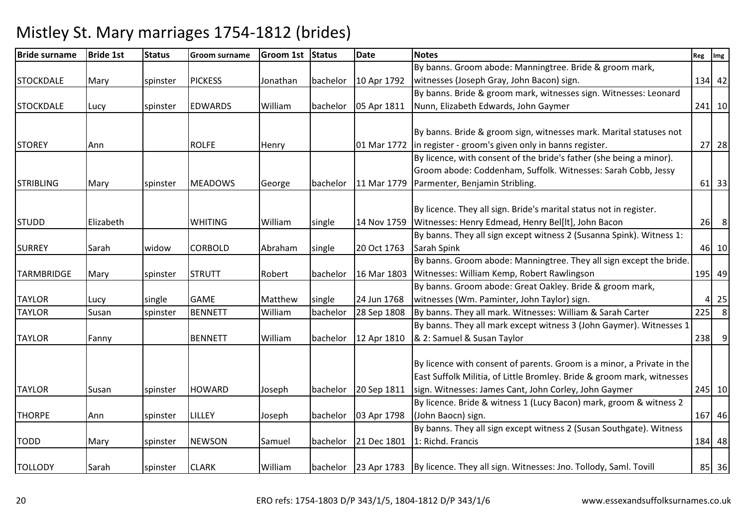# Mistley St. Mary marriages 1754-1812 (brides)

| Bride surname | Bride 1st | Status | Groom surname | Groom 1st | Status | Date | Notes | Reg | Img |
|---|---|---|---|---|---|---|---|---|---|
| STOCKDALE | Mary | spinster | PICKESS | Jonathan | bachelor | 10 Apr 1792 | By banns. Groom abode: Manningtree. Bride & groom mark, witnesses (Joseph Gray, John Bacon) sign. | 134 | 42 |
| STOCKDALE | Lucy | spinster | EDWARDS | William | bachelor | 05 Apr 1811 | By banns. Bride & groom mark, witnesses sign. Witnesses: Leonard Nunn, Elizabeth Edwards, John Gaymer | 241 | 10 |
| STOREY | Ann | | ROLFE | Henry | | 01 Mar 1772 | By banns. Bride & groom sign, witnesses mark. Marital statuses not in register - groom's given only in banns register. | 27 | 28 |
| STRIBLING | Mary | spinster | MEADOWS | George | bachelor | 11 Mar 1779 | By licence, with consent of the bride's father (she being a minor). Groom abode: Coddenham, Suffolk. Witnesses: Sarah Cobb, Jessy Parmenter, Benjamin Stribling. | 61 | 33 |
| STUDD | Elizabeth | | WHITING | William | single | 14 Nov 1759 | By licence. They all sign. Bride's marital status not in register. Witnesses: Henry Edmead, Henry Bel[lt], John Bacon | 26 | 8 |
| SURREY | Sarah | widow | CORBOLD | Abraham | single | 20 Oct 1763 | By banns. They all sign except witness 2 (Susanna Spink). Witness 1: Sarah Spink | 46 | 10 |
| TARMBRIDGE | Mary | spinster | STRUTT | Robert | bachelor | 16 Mar 1803 | By banns. Groom abode: Manningtree. They all sign except the bride. Witnesses: William Kemp, Robert Rawlingson | 195 | 49 |
| TAYLOR | Lucy | single | GAME | Matthew | single | 24 Jun 1768 | By banns. Groom abode: Great Oakley. Bride & groom mark, witnesses (Wm. Paminter, John Taylor) sign. | 4 | 25 |
| TAYLOR | Susan | spinster | BENNETT | William | bachelor | 28 Sep 1808 | By banns. They all mark. Witnesses: William & Sarah Carter | 225 | 8 |
| TAYLOR | Fanny | | BENNETT | William | bachelor | 12 Apr 1810 | By banns. They all mark except witness 3 (John Gaymer). Witnesses 1 & 2: Samuel & Susan Taylor | 238 | 9 |
| TAYLOR | Susan | spinster | HOWARD | Joseph | bachelor | 20 Sep 1811 | By licence with consent of parents. Groom is a minor, a Private in the East Suffolk Militia, of Little Bromley. Bride & groom mark, witnesses sign. Witnesses: James Cant, John Corley, John Gaymer | 245 | 10 |
| THORPE | Ann | spinster | LILLEY | Joseph | bachelor | 03 Apr 1798 | By licence. Bride & witness 1 (Lucy Bacon) mark, groom & witness 2 (John Baocn) sign. | 167 | 46 |
| TODD | Mary | spinster | NEWSON | Samuel | bachelor | 21 Dec 1801 | By banns. They all sign except witness 2 (Susan Southgate). Witness 1: Richd. Francis | 184 | 48 |
| TOLLODY | Sarah | spinster | CLARK | William | bachelor | 23 Apr 1783 | By licence. They all sign. Witnesses: Jno. Tollody, Saml. Tovill | 85 | 36 |

ERO refs: 1754-1803 D/P 343/1/5, 1804-1812 D/P 343/1/6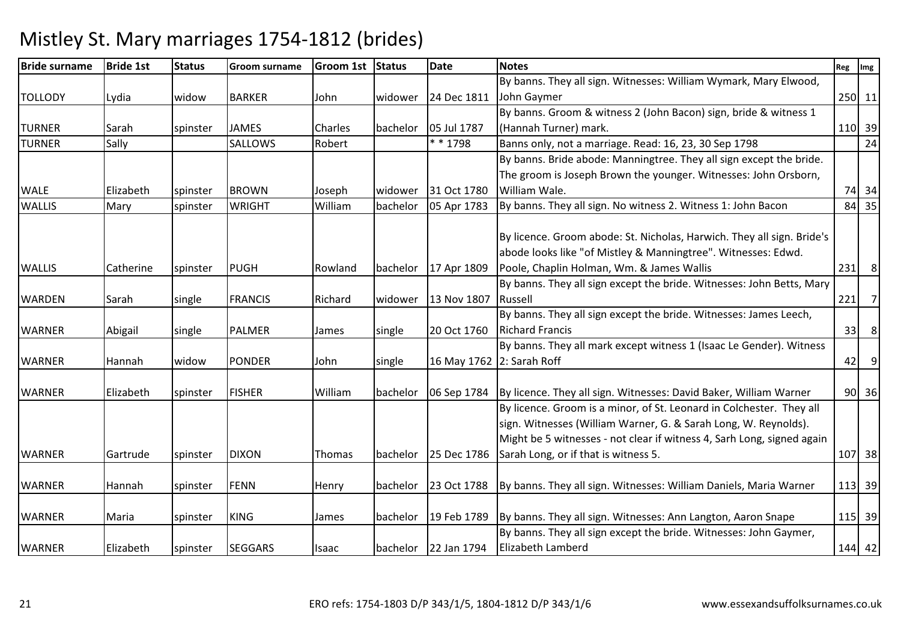# Mistley St. Mary marriages 1754-1812 (brides)

| Bride surname | Bride 1st | Status | Groom surname | Groom 1st | Status | Date | Notes | Reg | Img |
|---|---|---|---|---|---|---|---|---|---|
| TOLLODY | Lydia | widow | BARKER | John | widower | 24 Dec 1811 | By banns. They all sign. Witnesses: William Wymark, Mary Elwood, John Gaymer | 250 | 11 |
| TURNER | Sarah | spinster | JAMES | Charles | bachelor | 05 Jul 1787 | By banns. Groom & witness 2 (John Bacon) sign, bride & witness 1 (Hannah Turner) mark. | 110 | 39 |
| TURNER | Sally | | SALLOWS | Robert | | * * 1798 | Banns only, not a marriage. Read: 16, 23, 30 Sep 1798 | | 24 |
| WALE | Elizabeth | spinster | BROWN | Joseph | widower | 31 Oct 1780 | By banns. Bride abode: Manningtree. They all sign except the bride. The groom is Joseph Brown the younger. Witnesses: John Orsborn, William Wale. | 74 | 34 |
| WALLIS | Mary | spinster | WRIGHT | William | bachelor | 05 Apr 1783 | By banns. They all sign. No witness 2. Witness 1: John Bacon | 84 | 35 |
| WALLIS | Catherine | spinster | PUGH | Rowland | bachelor | 17 Apr 1809 | By licence. Groom abode: St. Nicholas, Harwich. They all sign. Bride's abode looks like "of Mistley & Manningtree". Witnesses: Edwd. Poole, Chaplin Holman, Wm. & James Wallis | 231 | 8 |
| WARDEN | Sarah | single | FRANCIS | Richard | widower | 13 Nov 1807 | By banns. They all sign except the bride. Witnesses: John Betts, Mary Russell | 221 | 7 |
| WARNER | Abigail | single | PALMER | James | single | 20 Oct 1760 | By banns. They all sign except the bride. Witnesses: James Leech, Richard Francis | 33 | 8 |
| WARNER | Hannah | widow | PONDER | John | single | 16 May 1762 | By banns. They all mark except witness 1 (Isaac Le Gender). Witness 2: Sarah Roff | 42 | 9 |
| WARNER | Elizabeth | spinster | FISHER | William | bachelor | 06 Sep 1784 | By licence. They all sign. Witnesses: David Baker, William Warner | 90 | 36 |
| WARNER | Gartrude | spinster | DIXON | Thomas | bachelor | 25 Dec 1786 | By licence. Groom is a minor, of St. Leonard in Colchester. They all sign. Witnesses (William Warner, G. & Sarah Long, W. Reynolds). Might be 5 witnesses - not clear if witness 4, Sarh Long, signed again Sarah Long, or if that is witness 5. | 107 | 38 |
| WARNER | Hannah | spinster | FENN | Henry | bachelor | 23 Oct 1788 | By banns. They all sign. Witnesses: William Daniels, Maria Warner | 113 | 39 |
| WARNER | Maria | spinster | KING | James | bachelor | 19 Feb 1789 | By banns. They all sign. Witnesses: Ann Langton, Aaron Snape | 115 | 39 |
| WARNER | Elizabeth | spinster | SEGGARS | Isaac | bachelor | 22 Jan 1794 | By banns. They all sign except the bride. Witnesses: John Gaymer, Elizabeth Lamberd | 144 | 42 |

ERO refs: 1754-1803 D/P 343/1/5, 1804-1812 D/P 343/1/6

www.essexandsuffolksurnames.co.uk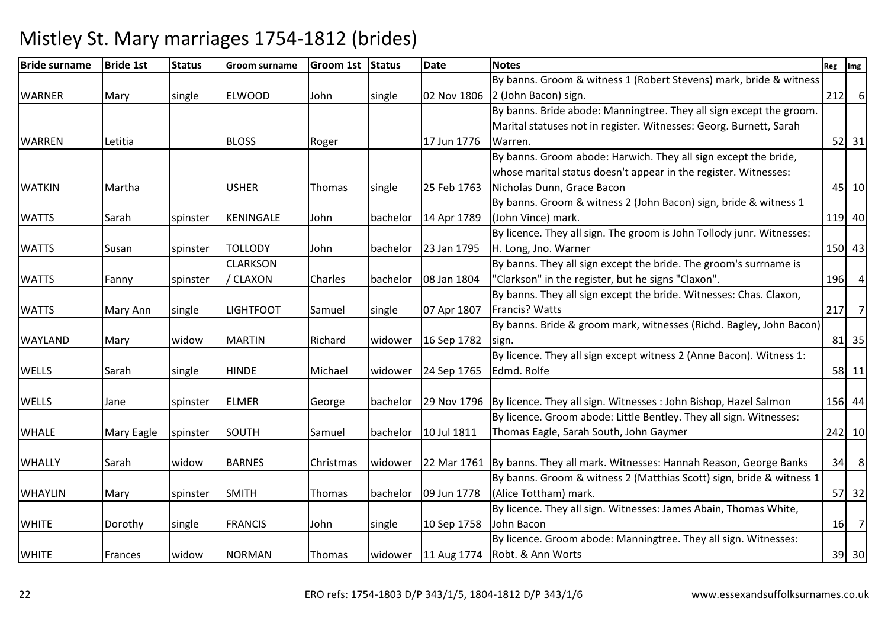# Mistley St. Mary marriages 1754-1812 (brides)

| Bride surname | Bride 1st | Status | Groom surname | Groom 1st | Status | Date | Notes | Reg | Img |
|---|---|---|---|---|---|---|---|---|---|
| WARNER | Mary | single | ELWOOD | John | single | 02 Nov 1806 | By banns. Groom & witness 1 (Robert Stevens) mark, bride & witness 2 (John Bacon) sign. | 212 | 6 |
| WARREN | Letitia | | BLOSS | Roger | | 17 Jun 1776 | By banns. Bride abode: Manningtree. They all sign except the groom. Marital statuses not in register. Witnesses: Georg. Burnett, Sarah Warren. | 52 | 31 |
| WATKIN | Martha | | USHER | Thomas | single | 25 Feb 1763 | By banns. Groom abode: Harwich. They all sign except the bride, whose marital status doesn't appear in the register. Witnesses: Nicholas Dunn, Grace Bacon | 45 | 10 |
| WATTS | Sarah | spinster | KENINGALE | John | bachelor | 14 Apr 1789 | By banns. Groom & witness 2 (John Bacon) sign, bride & witness 1 (John Vince) mark. | 119 | 40 |
| WATTS | Susan | spinster | TOLLODY | John | bachelor | 23 Jan 1795 | By licence. They all sign. The groom is John Tollody junr. Witnesses: H. Long, Jno. Warner | 150 | 43 |
| WATTS | Fanny | spinster | CLARKSON / CLAXON | Charles | bachelor | 08 Jan 1804 | By banns. They all sign except the bride. The groom's surrname is "Clarkson" in the register, but he signs "Claxon". | 196 | 4 |
| WATTS | Mary Ann | single | LIGHTFOOT | Samuel | single | 07 Apr 1807 | By banns. They all sign except the bride. Witnesses: Chas. Claxon, Francis? Watts | 217 | 7 |
| WAYLAND | Mary | widow | MARTIN | Richard | widower | 16 Sep 1782 | By banns. Bride & groom mark, witnesses (Richd. Bagley, John Bacon) sign. | 81 | 35 |
| WELLS | Sarah | single | HINDE | Michael | widower | 24 Sep 1765 | By licence. They all sign except witness 2 (Anne Bacon). Witness 1: Edmd. Rolfe | 58 | 11 |
| WELLS | Jane | spinster | ELMER | George | bachelor | 29 Nov 1796 | By licence. They all sign. Witnesses : John Bishop, Hazel Salmon | 156 | 44 |
| WHALE | Mary Eagle | spinster | SOUTH | Samuel | bachelor | 10 Jul 1811 | By licence. Groom abode: Little Bentley. They all sign. Witnesses: Thomas Eagle, Sarah South, John Gaymer | 242 | 10 |
| WHALLY | Sarah | widow | BARNES | Christmas | widower | 22 Mar 1761 | By banns. They all mark. Witnesses: Hannah Reason, George Banks | 34 | 8 |
| WHAYLIN | Mary | spinster | SMITH | Thomas | bachelor | 09 Jun 1778 | By banns. Groom & witness 2 (Matthias Scott) sign, bride & witness 1 (Alice Tottham) mark. | 57 | 32 |
| WHITE | Dorothy | single | FRANCIS | John | single | 10 Sep 1758 | By licence. They all sign. Witnesses: James Abain, Thomas White, John Bacon | 16 | 7 |
| WHITE | Frances | widow | NORMAN | Thomas | widower | 11 Aug 1774 | By licence. Groom abode: Manningtree. They all sign. Witnesses: Robt. & Ann Worts | 39 | 30 |

ERO refs: 1754-1803 D/P 343/1/5, 1804-1812 D/P 343/1/6 www.essexandsuffolksurnames.co.uk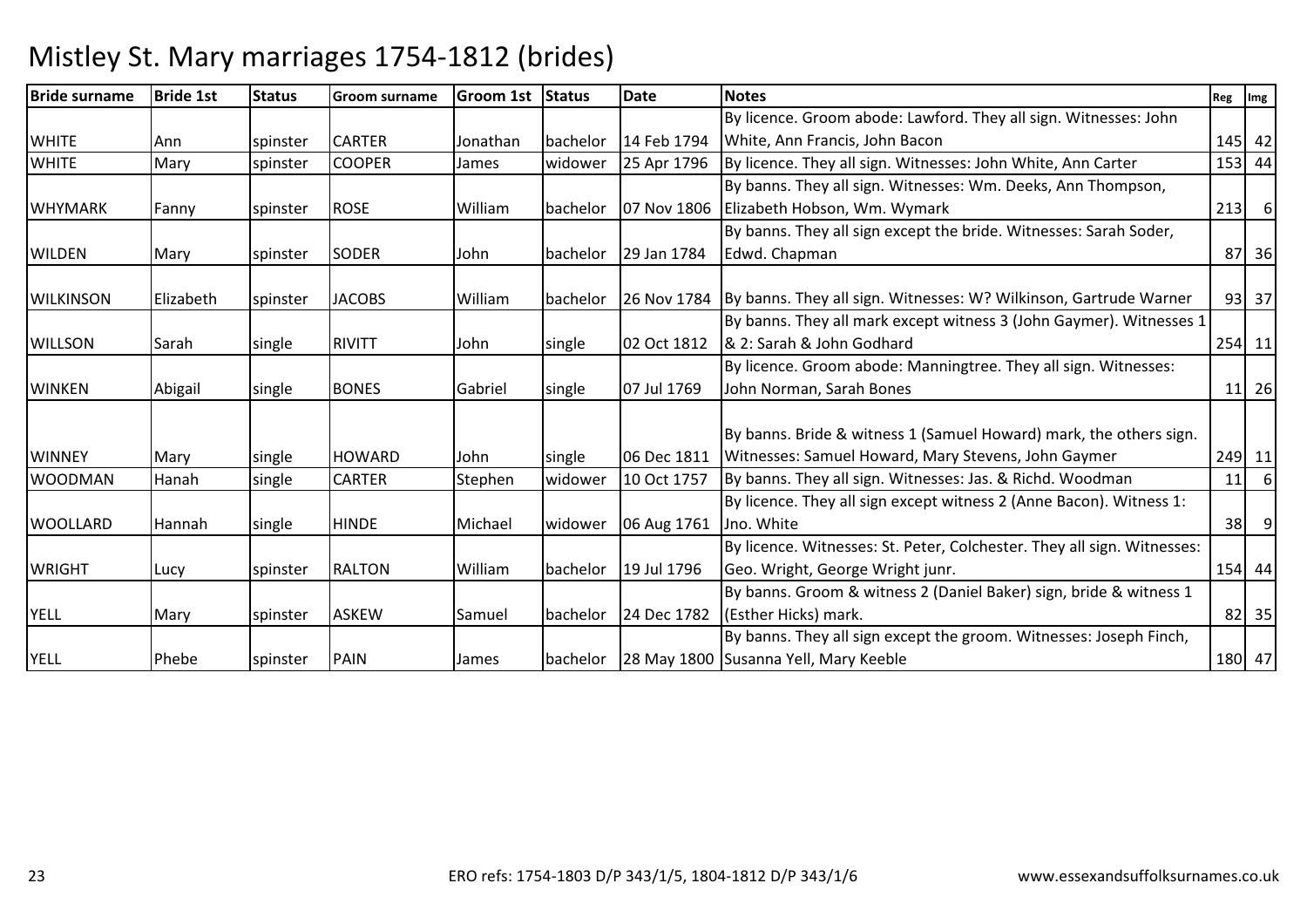# Mistley St. Mary marriages 1754-1812 (brides)

| Bride surname | Bride 1st | Status | Groom surname | Groom 1st | Status | Date | Notes | Reg | Img |
|---|---|---|---|---|---|---|---|---|---|
| WHITE | Ann | spinster | CARTER | Jonathan | bachelor | 14 Feb 1794 | By licence. Groom abode: Lawford. They all sign. Witnesses: John White, Ann Francis, John Bacon | 145 | 42 |
| WHITE | Mary | spinster | COOPER | James | widower | 25 Apr 1796 | By licence. They all sign. Witnesses: John White, Ann Carter | 153 | 44 |
| WHYMARK | Fanny | spinster | ROSE | William | bachelor | 07 Nov 1806 | By banns. They all sign. Witnesses: Wm. Deeks, Ann Thompson, Elizabeth Hobson, Wm. Wymark | 213 | 6 |
| WILDEN | Mary | spinster | SODER | John | bachelor | 29 Jan 1784 | By banns. They all sign except the bride. Witnesses: Sarah Soder, Edwd. Chapman | 87 | 36 |
| WILKINSON | Elizabeth | spinster | JACOBS | William | bachelor | 26 Nov 1784 | By banns. They all sign. Witnesses: W? Wilkinson, Gartrude Warner | 93 | 37 |
| WILLSON | Sarah | single | RIVITT | John | single | 02 Oct 1812 | By banns. They all mark except witness 3 (John Gaymer). Witnesses 1 & 2: Sarah & John Godhard | 254 | 11 |
| WINKEN | Abigail | single | BONES | Gabriel | single | 07 Jul 1769 | By licence. Groom abode: Manningtree. They all sign. Witnesses: John Norman, Sarah Bones | 11 | 26 |
| WINNEY | Mary | single | HOWARD | John | single | 06 Dec 1811 | By banns. Bride & witness 1 (Samuel Howard) mark, the others sign. Witnesses: Samuel Howard, Mary Stevens, John Gaymer | 249 | 11 |
| WOODMAN | Hanah | single | CARTER | Stephen | widower | 10 Oct 1757 | By banns. They all sign. Witnesses: Jas. & Richd. Woodman | 11 | 6 |
| WOOLLARD | Hannah | single | HINDE | Michael | widower | 06 Aug 1761 | By licence. They all sign except witness 2 (Anne Bacon). Witness 1: Jno. White | 38 | 9 |
| WRIGHT | Lucy | spinster | RALTON | William | bachelor | 19 Jul 1796 | By licence. Witnesses: St. Peter, Colchester. They all sign. Witnesses: Geo. Wright, George Wright junr. | 154 | 44 |
| YELL | Mary | spinster | ASKEW | Samuel | bachelor | 24 Dec 1782 | By banns. Groom & witness 2 (Daniel Baker) sign, bride & witness 1 (Esther Hicks) mark. | 82 | 35 |
| YELL | Phebe | spinster | PAIN | James | bachelor | 28 May 1800 | By banns. They all sign except the groom. Witnesses: Joseph Finch, Susanna Yell, Mary Keeble | 180 | 47 |

ERO refs: 1754-1803 D/P 343/1/5, 1804-1812 D/P 343/1/6

www.essexandsuffolksurnames.co.uk